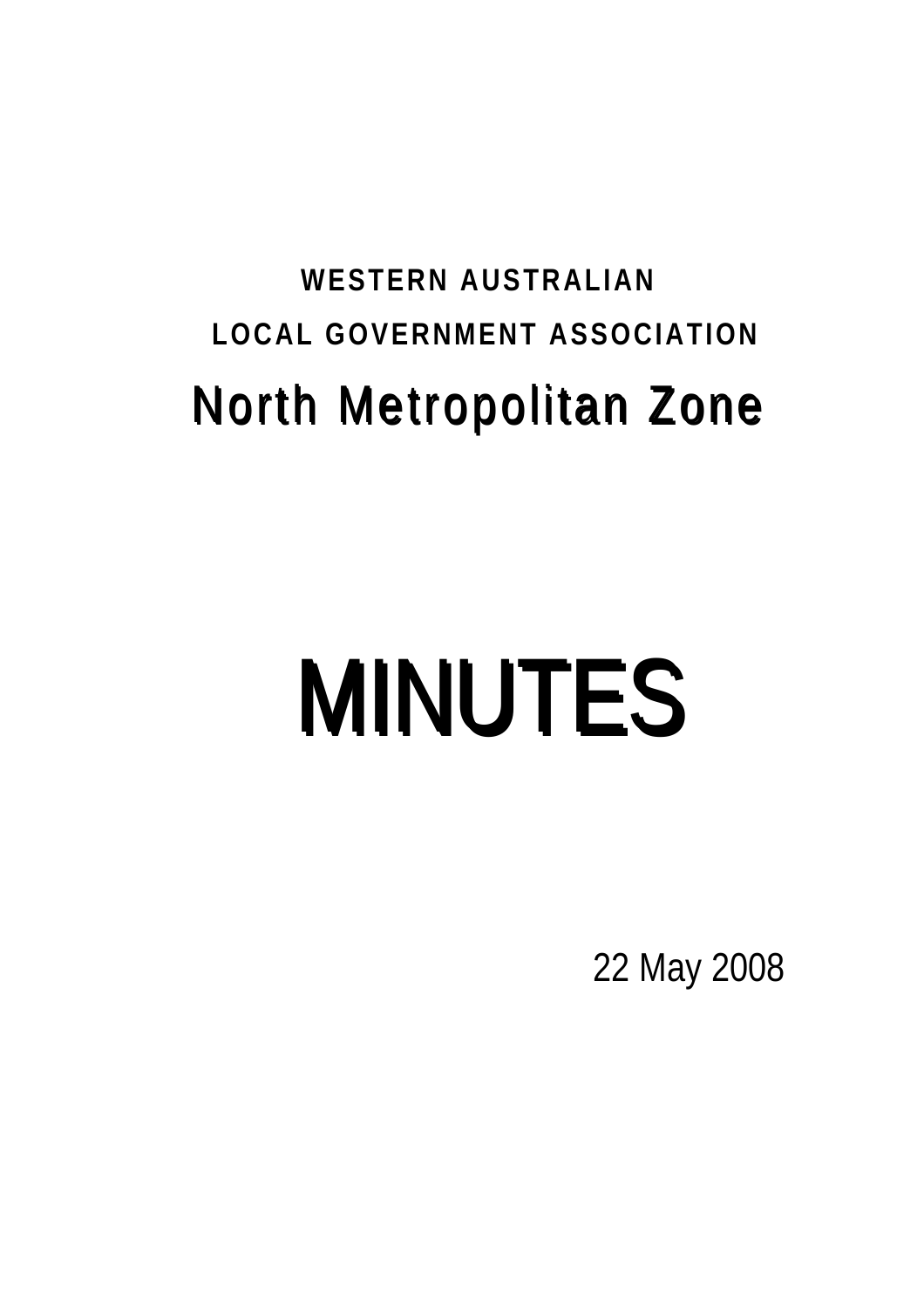**WESTERN AUSTRALIAN**

**LOCAL GOVERNMENT ASSOCIATION**

# North Metropolitan Zone

# MINUTES

22 May 2008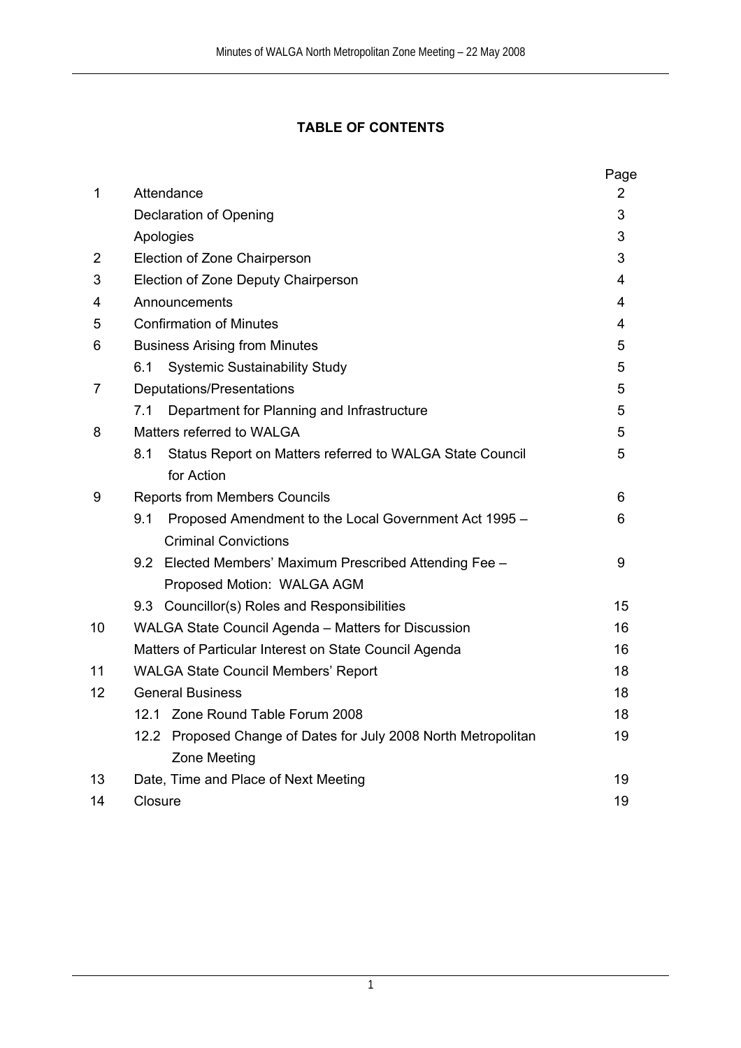**TABLE OF CONTENTS**

| | | Page |
|---|---|---|
| 1 | Attendance | 2 |
| | Declaration of Opening | 3 |
| | Apologies | 3 |
| 2 | Election of Zone Chairperson | 3 |
| 3 | Election of Zone Deputy Chairperson | 4 |
| 4 | Announcements | 4 |
| 5 | Confirmation of Minutes | 4 |
| 6 | Business Arising from Minutes | 5 |
| | 6.1 Systemic Sustainability Study | 5 |
| 7 | Deputations/Presentations | 5 |
| | 7.1 Department for Planning and Infrastructure | 5 |
| 8 | Matters referred to WALGA | 5 |
| | 8.1 Status Report on Matters referred to WALGA State Council for Action | 5 |
| 9 | Reports from Members Councils | 6 |
| | 9.1 Proposed Amendment to the Local Government Act 1995 – Criminal Convictions | 6 |
| | 9.2 Elected Members' Maximum Prescribed Attending Fee – Proposed Motion: WALGA AGM | 9 |
| | 9.3 Councillor(s) Roles and Responsibilities | 15 |
| 10 | WALGA State Council Agenda – Matters for Discussion | 16 |
| | Matters of Particular Interest on State Council Agenda | 16 |
| 11 | WALGA State Council Members' Report | 18 |
| 12 | General Business | 18 |
| | 12.1 Zone Round Table Forum 2008 | 18 |
| | 12.2 Proposed Change of Dates for July 2008 North Metropolitan Zone Meeting | 19 |
| 13 | Date, Time and Place of Next Meeting | 19 |
| 14 | Closure | 19 |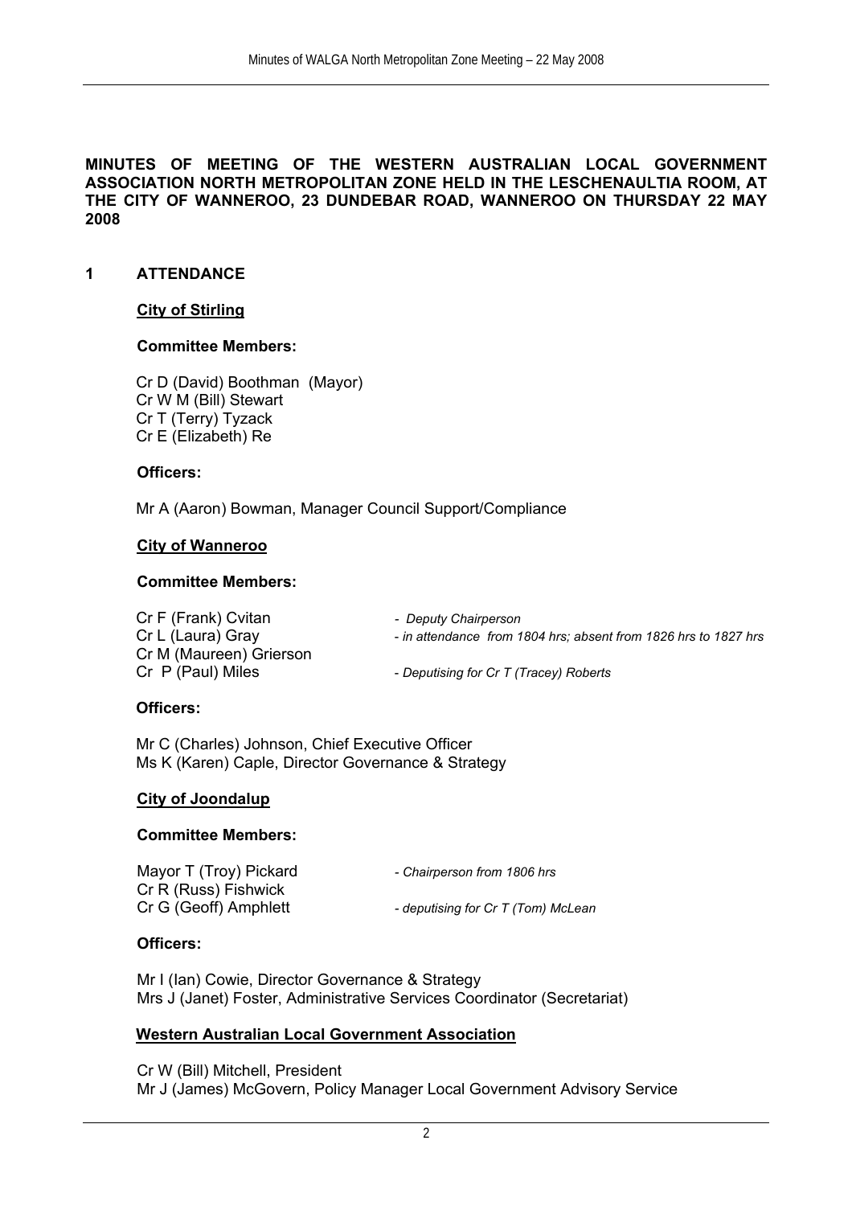**MINUTES OF MEETING OF THE WESTERN AUSTRALIAN LOCAL GOVERNMENT ASSOCIATION NORTH METROPOLITAN ZONE HELD IN THE LESCHENAULTIA ROOM, AT THE CITY OF WANNEROO, 23 DUNDEBAR ROAD, WANNEROO ON THURSDAY 22 MAY 2008**

## 1 ATTENDANCE

**City of Stirling**

**Committee Members:**

Cr D (David) Boothman (Mayor)
Cr W M (Bill) Stewart
Cr T (Terry) Tyzack
Cr E (Elizabeth) Re

**Officers:**

Mr A (Aaron) Bowman, Manager Council Support/Compliance

**City of Wanneroo**

**Committee Members:**

Cr F (Frank) Cvitan - *Deputy Chairperson*
Cr L (Laura) Gray - *in attendance from 1804 hrs; absent from 1826 hrs to 1827 hrs*
Cr M (Maureen) Grierson
Cr P (Paul) Miles - *Deputising for Cr T (Tracey) Roberts*

**Officers:**

Mr C (Charles) Johnson, Chief Executive Officer
Ms K (Karen) Caple, Director Governance & Strategy

**City of Joondalup**

**Committee Members:**

Mayor T (Troy) Pickard - *Chairperson from 1806 hrs*
Cr R (Russ) Fishwick
Cr G (Geoff) Amphlett - *deputising for Cr T (Tom) McLean*

**Officers:**

Mr I (Ian) Cowie, Director Governance & Strategy
Mrs J (Janet) Foster, Administrative Services Coordinator (Secretariat)

**Western Australian Local Government Association**

Cr W (Bill) Mitchell, President
Mr J (James) McGovern, Policy Manager Local Government Advisory Service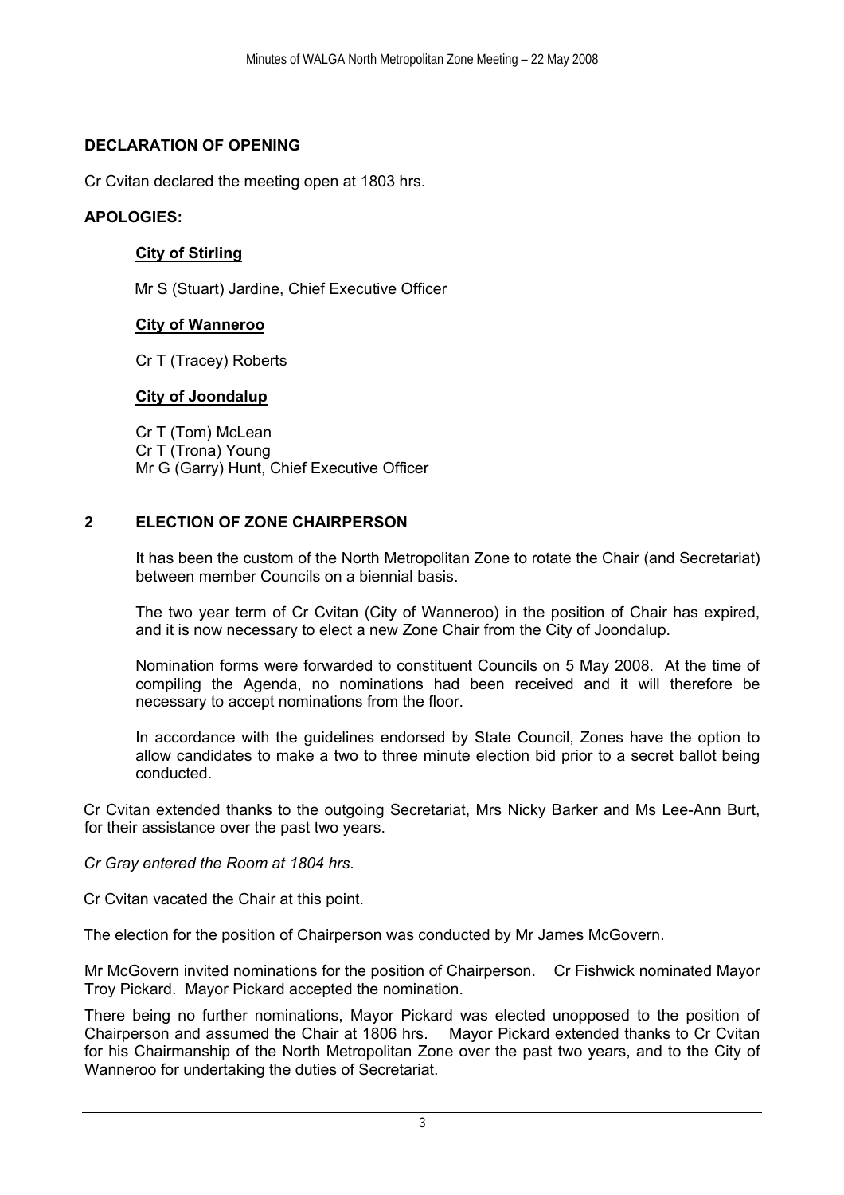## DECLARATION OF OPENING

Cr Cvitan declared the meeting open at 1803 hrs.

## APOLOGIES:

**City of Stirling**

Mr S (Stuart) Jardine, Chief Executive Officer

**City of Wanneroo**

Cr T (Tracey) Roberts

**City of Joondalup**

Cr T (Tom) McLean
Cr T (Trona) Young
Mr G (Garry) Hunt, Chief Executive Officer

## 2 ELECTION OF ZONE CHAIRPERSON

It has been the custom of the North Metropolitan Zone to rotate the Chair (and Secretariat) between member Councils on a biennial basis.

The two year term of Cr Cvitan (City of Wanneroo) in the position of Chair has expired, and it is now necessary to elect a new Zone Chair from the City of Joondalup.

Nomination forms were forwarded to constituent Councils on 5 May 2008. At the time of compiling the Agenda, no nominations had been received and it will therefore be necessary to accept nominations from the floor.

In accordance with the guidelines endorsed by State Council, Zones have the option to allow candidates to make a two to three minute election bid prior to a secret ballot being conducted.

Cr Cvitan extended thanks to the outgoing Secretariat, Mrs Nicky Barker and Ms Lee-Ann Burt, for their assistance over the past two years.

*Cr Gray entered the Room at 1804 hrs.*

Cr Cvitan vacated the Chair at this point.

The election for the position of Chairperson was conducted by Mr James McGovern.

Mr McGovern invited nominations for the position of Chairperson. Cr Fishwick nominated Mayor Troy Pickard. Mayor Pickard accepted the nomination.

There being no further nominations, Mayor Pickard was elected unopposed to the position of Chairperson and assumed the Chair at 1806 hrs. Mayor Pickard extended thanks to Cr Cvitan for his Chairmanship of the North Metropolitan Zone over the past two years, and to the City of Wanneroo for undertaking the duties of Secretariat.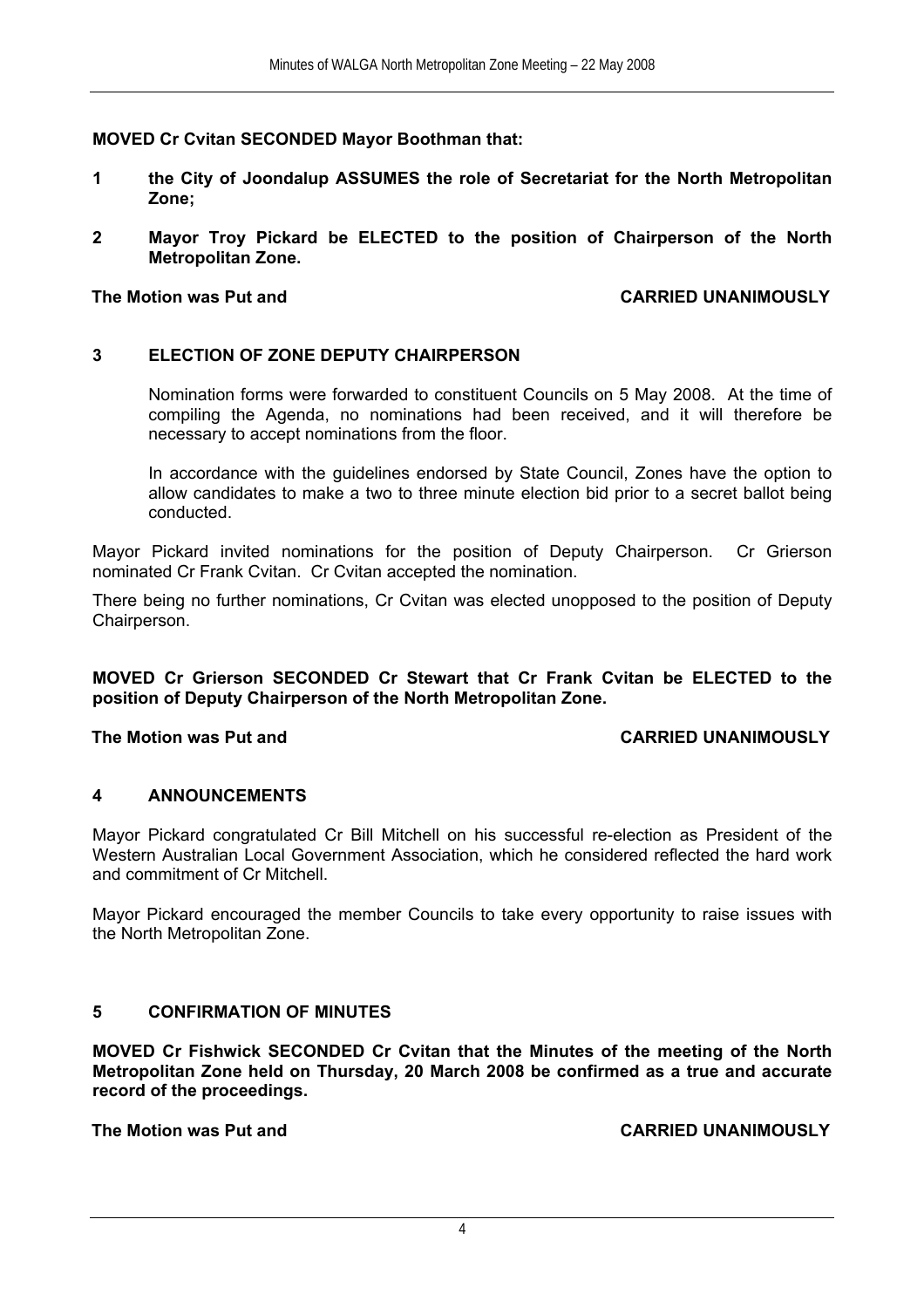**MOVED Cr Cvitan SECONDED Mayor Boothman that:**

**1 the City of Joondalup ASSUMES the role of Secretariat for the North Metropolitan Zone;**

**2 Mayor Troy Pickard be ELECTED to the position of Chairperson of the North Metropolitan Zone.**

**The Motion was Put and CARRIED UNANIMOUSLY**

## 3 ELECTION OF ZONE DEPUTY CHAIRPERSON

Nomination forms were forwarded to constituent Councils on 5 May 2008. At the time of compiling the Agenda, no nominations had been received, and it will therefore be necessary to accept nominations from the floor.

In accordance with the guidelines endorsed by State Council, Zones have the option to allow candidates to make a two to three minute election bid prior to a secret ballot being conducted.

Mayor Pickard invited nominations for the position of Deputy Chairperson. Cr Grierson nominated Cr Frank Cvitan. Cr Cvitan accepted the nomination.

There being no further nominations, Cr Cvitan was elected unopposed to the position of Deputy Chairperson.

**MOVED Cr Grierson SECONDED Cr Stewart that Cr Frank Cvitan be ELECTED to the position of Deputy Chairperson of the North Metropolitan Zone.**

**The Motion was Put and CARRIED UNANIMOUSLY**

## 4 ANNOUNCEMENTS

Mayor Pickard congratulated Cr Bill Mitchell on his successful re-election as President of the Western Australian Local Government Association, which he considered reflected the hard work and commitment of Cr Mitchell.

Mayor Pickard encouraged the member Councils to take every opportunity to raise issues with the North Metropolitan Zone.

## 5 CONFIRMATION OF MINUTES

**MOVED Cr Fishwick SECONDED Cr Cvitan that the Minutes of the meeting of the North Metropolitan Zone held on Thursday, 20 March 2008 be confirmed as a true and accurate record of the proceedings.**

**The Motion was Put and CARRIED UNANIMOUSLY**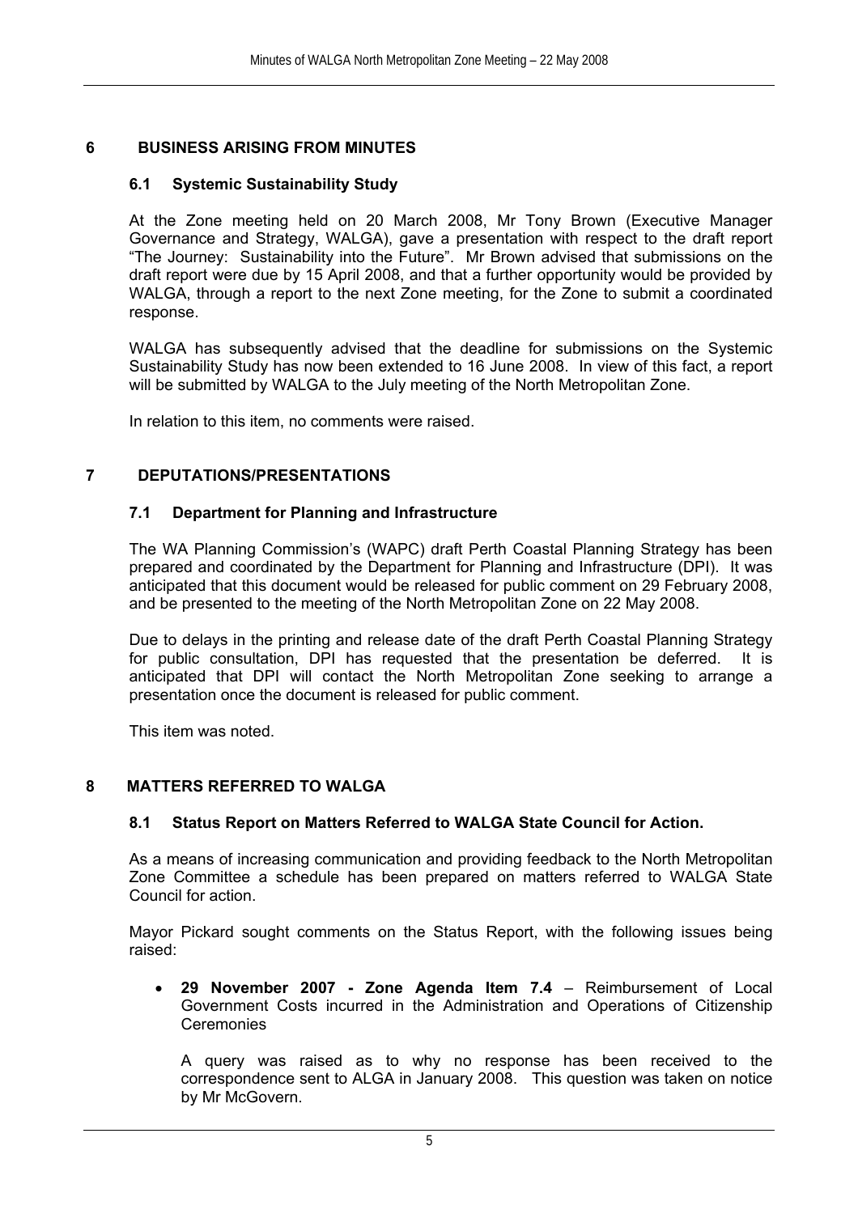## 6 BUSINESS ARISING FROM MINUTES

### 6.1 Systemic Sustainability Study

At the Zone meeting held on 20 March 2008, Mr Tony Brown (Executive Manager Governance and Strategy, WALGA), gave a presentation with respect to the draft report "The Journey: Sustainability into the Future". Mr Brown advised that submissions on the draft report were due by 15 April 2008, and that a further opportunity would be provided by WALGA, through a report to the next Zone meeting, for the Zone to submit a coordinated response.

WALGA has subsequently advised that the deadline for submissions on the Systemic Sustainability Study has now been extended to 16 June 2008. In view of this fact, a report will be submitted by WALGA to the July meeting of the North Metropolitan Zone.

In relation to this item, no comments were raised.

## 7 DEPUTATIONS/PRESENTATIONS

### 7.1 Department for Planning and Infrastructure

The WA Planning Commission's (WAPC) draft Perth Coastal Planning Strategy has been prepared and coordinated by the Department for Planning and Infrastructure (DPI). It was anticipated that this document would be released for public comment on 29 February 2008, and be presented to the meeting of the North Metropolitan Zone on 22 May 2008.

Due to delays in the printing and release date of the draft Perth Coastal Planning Strategy for public consultation, DPI has requested that the presentation be deferred. It is anticipated that DPI will contact the North Metropolitan Zone seeking to arrange a presentation once the document is released for public comment.

This item was noted.

## 8 MATTERS REFERRED TO WALGA

### 8.1 Status Report on Matters Referred to WALGA State Council for Action.

As a means of increasing communication and providing feedback to the North Metropolitan Zone Committee a schedule has been prepared on matters referred to WALGA State Council for action.

Mayor Pickard sought comments on the Status Report, with the following issues being raised:

- **29 November 2007 - Zone Agenda Item 7.4** – Reimbursement of Local Government Costs incurred in the Administration and Operations of Citizenship Ceremonies

  A query was raised as to why no response has been received to the correspondence sent to ALGA in January 2008. This question was taken on notice by Mr McGovern.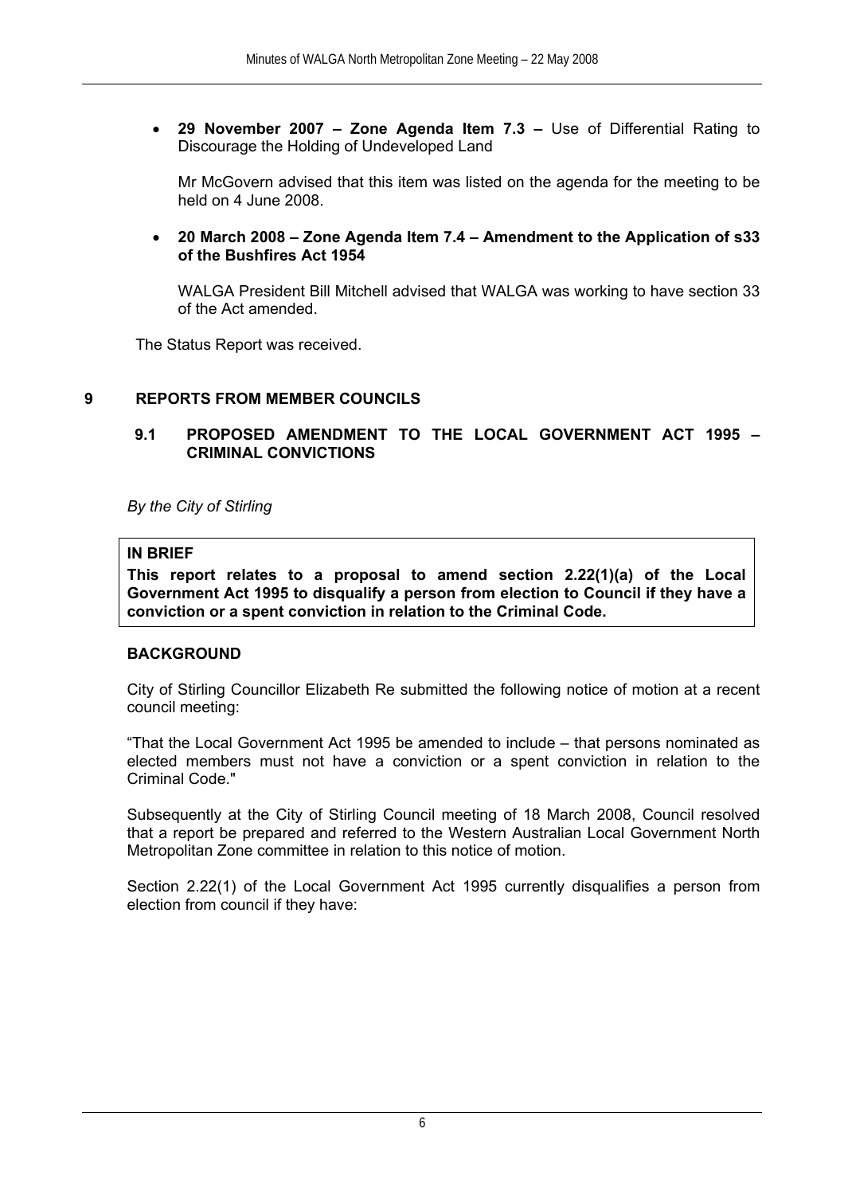- **29 November 2007 – Zone Agenda Item 7.3 –** Use of Differential Rating to Discourage the Holding of Undeveloped Land

  Mr McGovern advised that this item was listed on the agenda for the meeting to be held on 4 June 2008.

- **20 March 2008 – Zone Agenda Item 7.4 – Amendment to the Application of s33 of the Bushfires Act 1954**

  WALGA President Bill Mitchell advised that WALGA was working to have section 33 of the Act amended.

The Status Report was received.

## 9 REPORTS FROM MEMBER COUNCILS

### 9.1 PROPOSED AMENDMENT TO THE LOCAL GOVERNMENT ACT 1995 – CRIMINAL CONVICTIONS

*By the City of Stirling*

**IN BRIEF**

**This report relates to a proposal to amend section 2.22(1)(a) of the Local Government Act 1995 to disqualify a person from election to Council if they have a conviction or a spent conviction in relation to the Criminal Code.**

**BACKGROUND**

City of Stirling Councillor Elizabeth Re submitted the following notice of motion at a recent council meeting:

"That the Local Government Act 1995 be amended to include – that persons nominated as elected members must not have a conviction or a spent conviction in relation to the Criminal Code."

Subsequently at the City of Stirling Council meeting of 18 March 2008, Council resolved that a report be prepared and referred to the Western Australian Local Government North Metropolitan Zone committee in relation to this notice of motion.

Section 2.22(1) of the Local Government Act 1995 currently disqualifies a person from election from council if they have: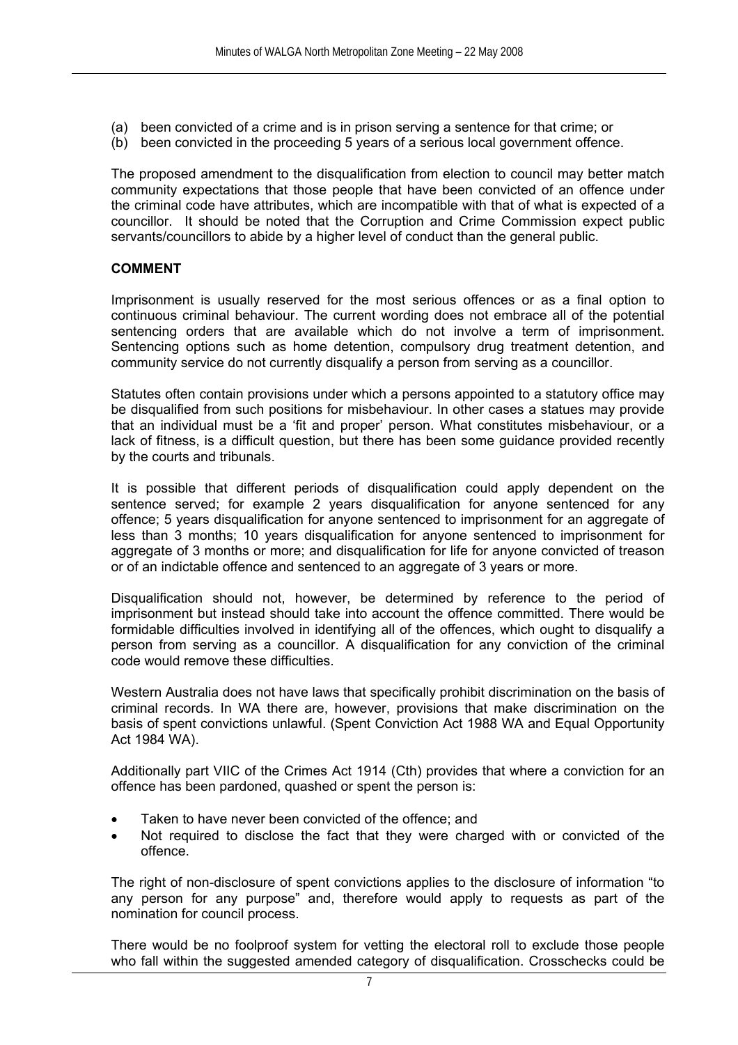(a) been convicted of a crime and is in prison serving a sentence for that crime; or
(b) been convicted in the proceeding 5 years of a serious local government offence.

The proposed amendment to the disqualification from election to council may better match community expectations that those people that have been convicted of an offence under the criminal code have attributes, which are incompatible with that of what is expected of a councillor. It should be noted that the Corruption and Crime Commission expect public servants/councillors to abide by a higher level of conduct than the general public.

**COMMENT**

Imprisonment is usually reserved for the most serious offences or as a final option to continuous criminal behaviour. The current wording does not embrace all of the potential sentencing orders that are available which do not involve a term of imprisonment. Sentencing options such as home detention, compulsory drug treatment detention, and community service do not currently disqualify a person from serving as a councillor.

Statutes often contain provisions under which a persons appointed to a statutory office may be disqualified from such positions for misbehaviour. In other cases a statues may provide that an individual must be a 'fit and proper' person. What constitutes misbehaviour, or a lack of fitness, is a difficult question, but there has been some guidance provided recently by the courts and tribunals.

It is possible that different periods of disqualification could apply dependent on the sentence served; for example 2 years disqualification for anyone sentenced for any offence; 5 years disqualification for anyone sentenced to imprisonment for an aggregate of less than 3 months; 10 years disqualification for anyone sentenced to imprisonment for aggregate of 3 months or more; and disqualification for life for anyone convicted of treason or of an indictable offence and sentenced to an aggregate of 3 years or more.

Disqualification should not, however, be determined by reference to the period of imprisonment but instead should take into account the offence committed. There would be formidable difficulties involved in identifying all of the offences, which ought to disqualify a person from serving as a councillor. A disqualification for any conviction of the criminal code would remove these difficulties.

Western Australia does not have laws that specifically prohibit discrimination on the basis of criminal records. In WA there are, however, provisions that make discrimination on the basis of spent convictions unlawful. (Spent Conviction Act 1988 WA and Equal Opportunity Act 1984 WA).

Additionally part VIIC of the Crimes Act 1914 (Cth) provides that where a conviction for an offence has been pardoned, quashed or spent the person is:

- Taken to have never been convicted of the offence; and
- Not required to disclose the fact that they were charged with or convicted of the offence.

The right of non-disclosure of spent convictions applies to the disclosure of information "to any person for any purpose" and, therefore would apply to requests as part of the nomination for council process.

There would be no foolproof system for vetting the electoral roll to exclude those people who fall within the suggested amended category of disqualification. Crosschecks could be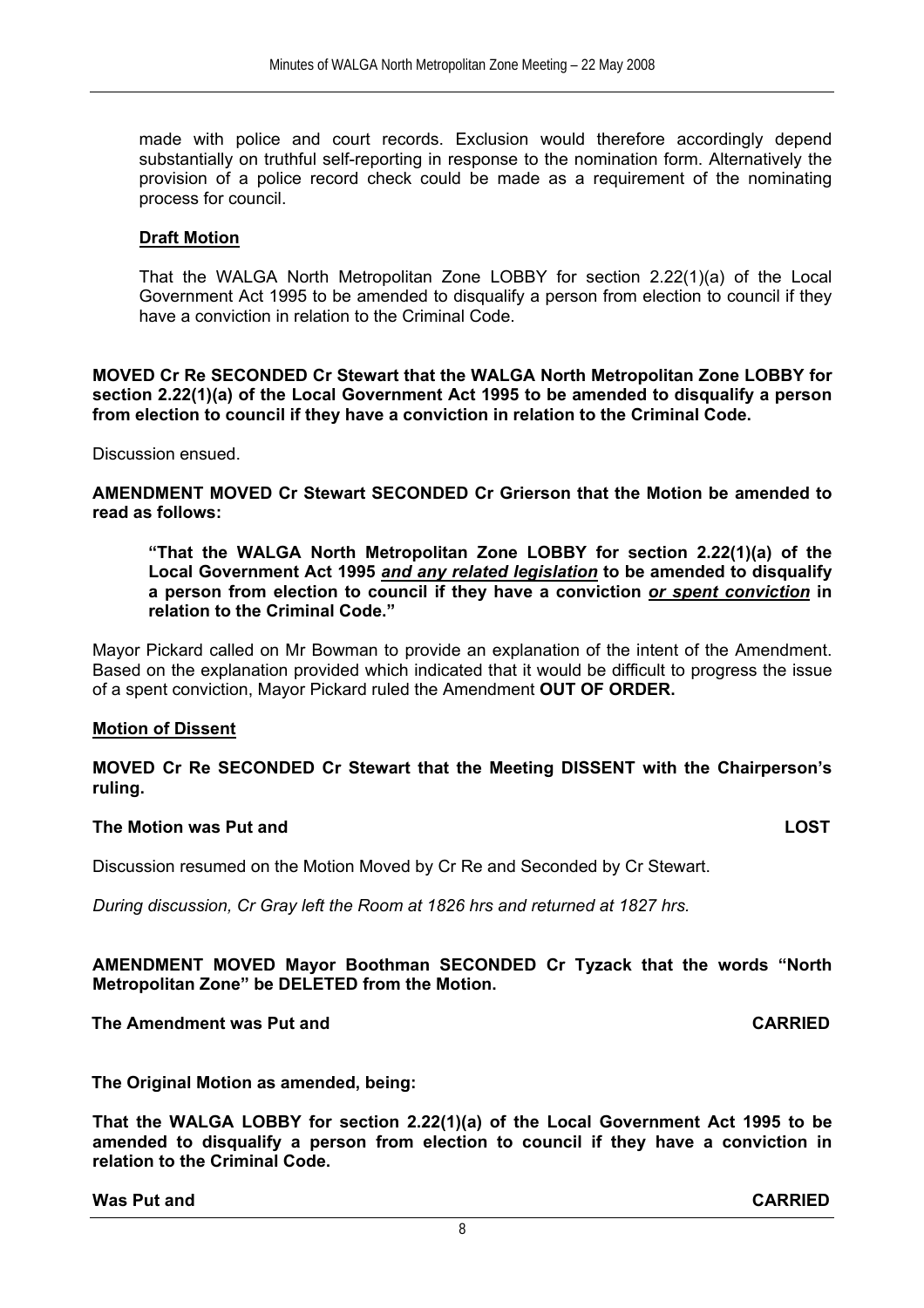made with police and court records. Exclusion would therefore accordingly depend substantially on truthful self-reporting in response to the nomination form. Alternatively the provision of a police record check could be made as a requirement of the nominating process for council.

**Draft Motion**

That the WALGA North Metropolitan Zone LOBBY for section 2.22(1)(a) of the Local Government Act 1995 to be amended to disqualify a person from election to council if they have a conviction in relation to the Criminal Code.

**MOVED Cr Re SECONDED Cr Stewart that the WALGA North Metropolitan Zone LOBBY for section 2.22(1)(a) of the Local Government Act 1995 to be amended to disqualify a person from election to council if they have a conviction in relation to the Criminal Code.**

Discussion ensued.

**AMENDMENT MOVED Cr Stewart SECONDED Cr Grierson that the Motion be amended to read as follows:**

**"That the WALGA North Metropolitan Zone LOBBY for section 2.22(1)(a) of the Local Government Act 1995 _and any related legislation_ to be amended to disqualify a person from election to council if they have a conviction _or spent conviction_ in relation to the Criminal Code."**

Mayor Pickard called on Mr Bowman to provide an explanation of the intent of the Amendment. Based on the explanation provided which indicated that it would be difficult to progress the issue of a spent conviction, Mayor Pickard ruled the Amendment **OUT OF ORDER.**

**Motion of Dissent**

**MOVED Cr Re SECONDED Cr Stewart that the Meeting DISSENT with the Chairperson's ruling.**

**The Motion was Put and LOST**

Discussion resumed on the Motion Moved by Cr Re and Seconded by Cr Stewart.

*During discussion, Cr Gray left the Room at 1826 hrs and returned at 1827 hrs.*

**AMENDMENT MOVED Mayor Boothman SECONDED Cr Tyzack that the words "North Metropolitan Zone" be DELETED from the Motion.**

**The Amendment was Put and CARRIED**

**The Original Motion as amended, being:**

**That the WALGA LOBBY for section 2.22(1)(a) of the Local Government Act 1995 to be amended to disqualify a person from election to council if they have a conviction in relation to the Criminal Code.**

**Was Put and CARRIED**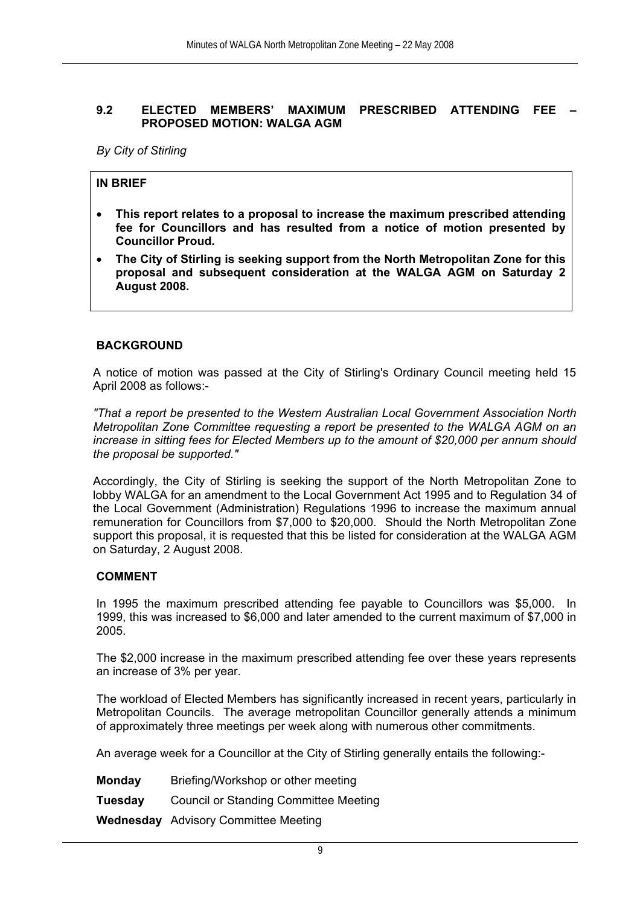## 9.2 ELECTED MEMBERS' MAXIMUM PRESCRIBED ATTENDING FEE – PROPOSED MOTION: WALGA AGM

*By City of Stirling*

**IN BRIEF**

- **This report relates to a proposal to increase the maximum prescribed attending fee for Councillors and has resulted from a notice of motion presented by Councillor Proud.**
- **The City of Stirling is seeking support from the North Metropolitan Zone for this proposal and subsequent consideration at the WALGA AGM on Saturday 2 August 2008.**

### BACKGROUND

A notice of motion was passed at the City of Stirling's Ordinary Council meeting held 15 April 2008 as follows:-

*"That a report be presented to the Western Australian Local Government Association North Metropolitan Zone Committee requesting a report be presented to the WALGA AGM on an increase in sitting fees for Elected Members up to the amount of $20,000 per annum should the proposal be supported."*

Accordingly, the City of Stirling is seeking the support of the North Metropolitan Zone to lobby WALGA for an amendment to the Local Government Act 1995 and to Regulation 34 of the Local Government (Administration) Regulations 1996 to increase the maximum annual remuneration for Councillors from $7,000 to $20,000. Should the North Metropolitan Zone support this proposal, it is requested that this be listed for consideration at the WALGA AGM on Saturday, 2 August 2008.

### COMMENT

In 1995 the maximum prescribed attending fee payable to Councillors was $5,000. In 1999, this was increased to $6,000 and later amended to the current maximum of $7,000 in 2005.

The $2,000 increase in the maximum prescribed attending fee over these years represents an increase of 3% per year.

The workload of Elected Members has significantly increased in recent years, particularly in Metropolitan Councils. The average metropolitan Councillor generally attends a minimum of approximately three meetings per week along with numerous other commitments.

An average week for a Councillor at the City of Stirling generally entails the following:-

**Monday** Briefing/Workshop or other meeting

**Tuesday** Council or Standing Committee Meeting

**Wednesday** Advisory Committee Meeting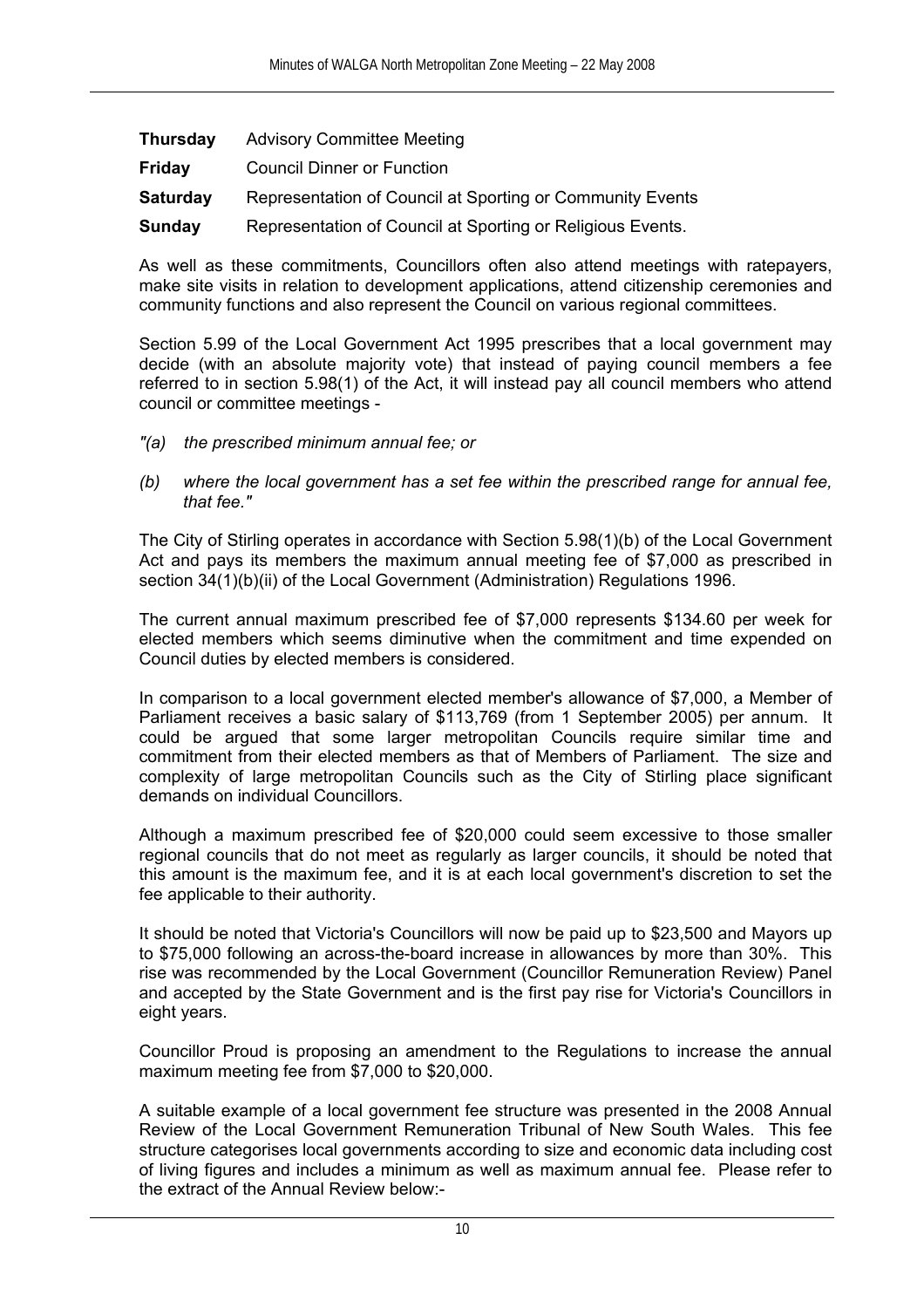| | |
|---|---|
| **Thursday** | Advisory Committee Meeting |
| **Friday** | Council Dinner or Function |
| **Saturday** | Representation of Council at Sporting or Community Events |
| **Sunday** | Representation of Council at Sporting or Religious Events. |

As well as these commitments, Councillors often also attend meetings with ratepayers, make site visits in relation to development applications, attend citizenship ceremonies and community functions and also represent the Council on various regional committees.

Section 5.99 of the Local Government Act 1995 prescribes that a local government may decide (with an absolute majority vote) that instead of paying council members a fee referred to in section 5.98(1) of the Act, it will instead pay all council members who attend council or committee meetings -

*"(a) the prescribed minimum annual fee; or*

*(b) where the local government has a set fee within the prescribed range for annual fee, that fee."*

The City of Stirling operates in accordance with Section 5.98(1)(b) of the Local Government Act and pays its members the maximum annual meeting fee of $7,000 as prescribed in section 34(1)(b)(ii) of the Local Government (Administration) Regulations 1996.

The current annual maximum prescribed fee of $7,000 represents $134.60 per week for elected members which seems diminutive when the commitment and time expended on Council duties by elected members is considered.

In comparison to a local government elected member's allowance of $7,000, a Member of Parliament receives a basic salary of $113,769 (from 1 September 2005) per annum. It could be argued that some larger metropolitan Councils require similar time and commitment from their elected members as that of Members of Parliament. The size and complexity of large metropolitan Councils such as the City of Stirling place significant demands on individual Councillors.

Although a maximum prescribed fee of $20,000 could seem excessive to those smaller regional councils that do not meet as regularly as larger councils, it should be noted that this amount is the maximum fee, and it is at each local government's discretion to set the fee applicable to their authority.

It should be noted that Victoria's Councillors will now be paid up to $23,500 and Mayors up to $75,000 following an across-the-board increase in allowances by more than 30%. This rise was recommended by the Local Government (Councillor Remuneration Review) Panel and accepted by the State Government and is the first pay rise for Victoria's Councillors in eight years.

Councillor Proud is proposing an amendment to the Regulations to increase the annual maximum meeting fee from $7,000 to $20,000.

A suitable example of a local government fee structure was presented in the 2008 Annual Review of the Local Government Remuneration Tribunal of New South Wales. This fee structure categorises local governments according to size and economic data including cost of living figures and includes a minimum as well as maximum annual fee. Please refer to the extract of the Annual Review below:-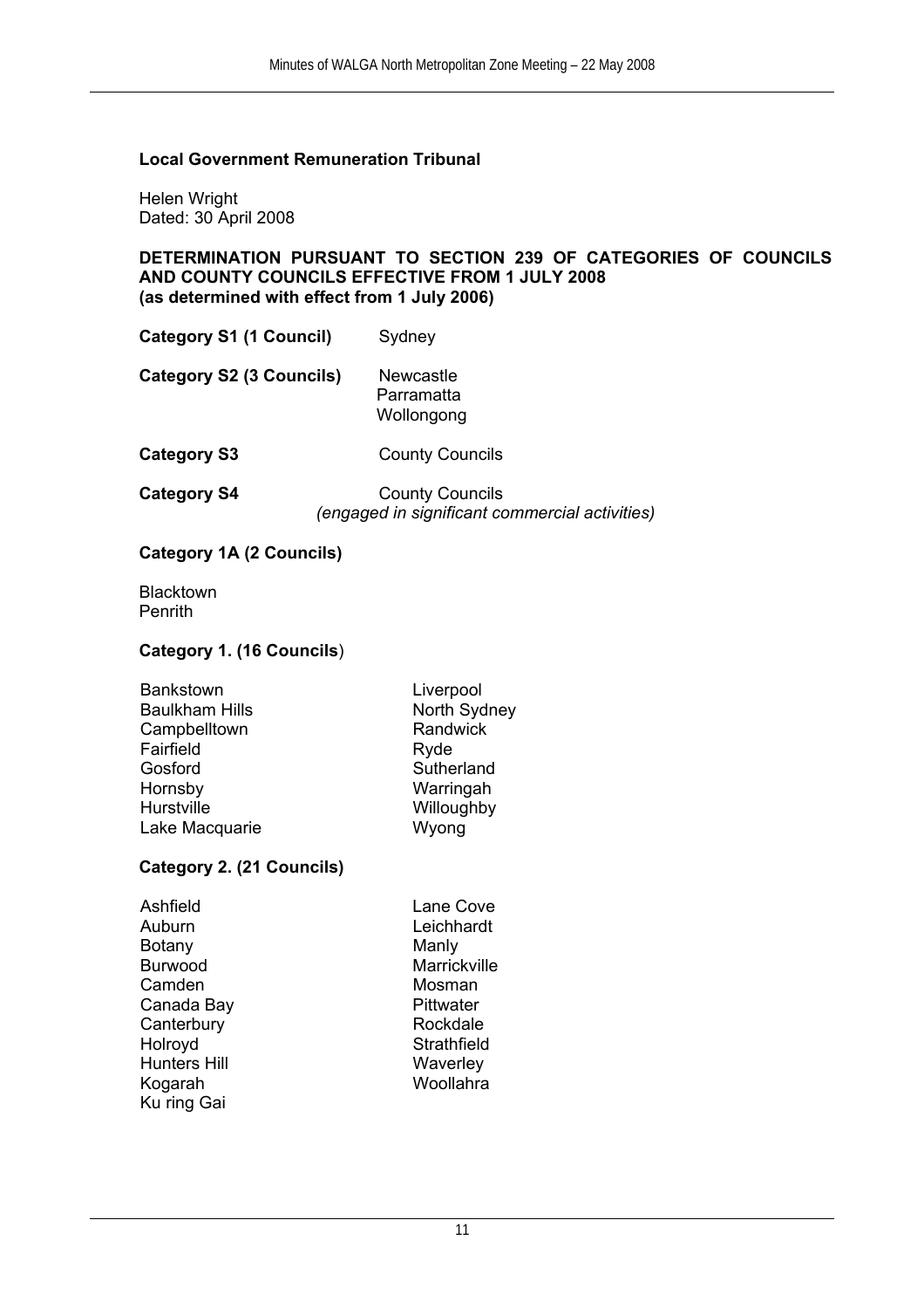**Local Government Remuneration Tribunal**

Helen Wright
Dated: 30 April 2008

**DETERMINATION PURSUANT TO SECTION 239 OF CATEGORIES OF COUNCILS AND COUNTY COUNCILS EFFECTIVE FROM 1 JULY 2008 (as determined with effect from 1 July 2006)**

| | |
|---|---|
| **Category S1 (1 Council)** | Sydney |
| **Category S2 (3 Councils)** | Newcastle<br>Parramatta<br>Wollongong |
| **Category S3** | County Councils |
| **Category S4** | County Councils<br>*(engaged in significant commercial activities)* |

**Category 1A (2 Councils)**

Blacktown
Penrith

**Category 1. (16 Councils)**

Bankstown
Baulkham Hills
Campbelltown
Fairfield
Gosford
Hornsby
Hurstville
Lake Macquarie
Liverpool
North Sydney
Randwick
Ryde
Sutherland
Warringah
Willoughby
Wyong

**Category 2. (21 Councils)**

Ashfield
Auburn
Botany
Burwood
Camden
Canada Bay
Canterbury
Holroyd
Hunters Hill
Kogarah
Ku ring Gai
Lane Cove
Leichhardt
Manly
Marrickville
Mosman
Pittwater
Rockdale
Strathfield
Waverley
Woollahra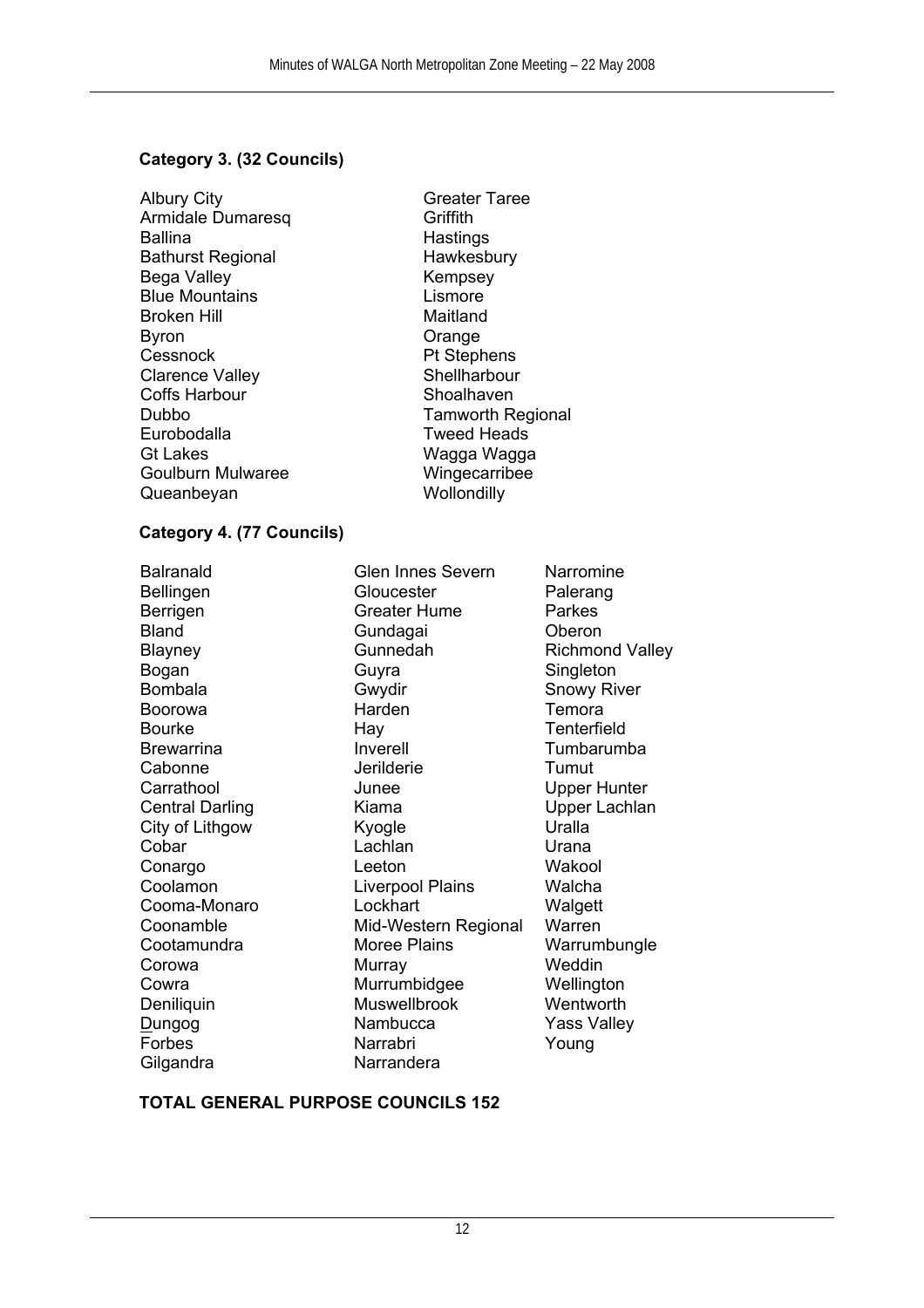**Category 3. (32 Councils)**

Albury City
Armidale Dumaresq
Ballina
Bathurst Regional
Bega Valley
Blue Mountains
Broken Hill
Byron
Cessnock
Clarence Valley
Coffs Harbour
Dubbo
Eurobodalla
Gt Lakes
Goulburn Mulwaree
Queanbeyan
Greater Taree
Griffith
Hastings
Hawkesbury
Kempsey
Lismore
Maitland
Orange
Pt Stephens
Shellharbour
Shoalhaven
Tamworth Regional
Tweed Heads
Wagga Wagga
Wingecarribee
Wollondilly

**Category 4. (77 Councils)**

Balranald
Bellingen
Berrigen
Bland
Blayney
Bogan
Bombala
Boorowa
Bourke
Brewarrina
Cabonne
Carrathool
Central Darling
City of Lithgow
Cobar
Conargo
Coolamon
Cooma-Monaro
Coonamble
Cootamundra
Corowa
Cowra
Deniliquin
Dungog
Forbes
Gilgandra
Glen Innes Severn
Gloucester
Greater Hume
Gundagai
Gunnedah
Guyra
Gwydir
Harden
Hay
Inverell
Jerilderie
Junee
Kiama
Kyogle
Lachlan
Leeton
Liverpool Plains
Lockhart
Mid-Western Regional
Moree Plains
Murray
Murrumbidgee
Muswellbrook
Nambucca
Narrabri
Narrandera
Narromine
Palerang
Parkes
Oberon
Richmond Valley
Singleton
Snowy River
Temora
Tenterfield
Tumbarumba
Tumut
Upper Hunter
Upper Lachlan
Uralla
Urana
Wakool
Walcha
Walgett
Warren
Warrumbungle
Weddin
Wellington
Wentworth
Yass Valley
Young

**TOTAL GENERAL PURPOSE COUNCILS 152**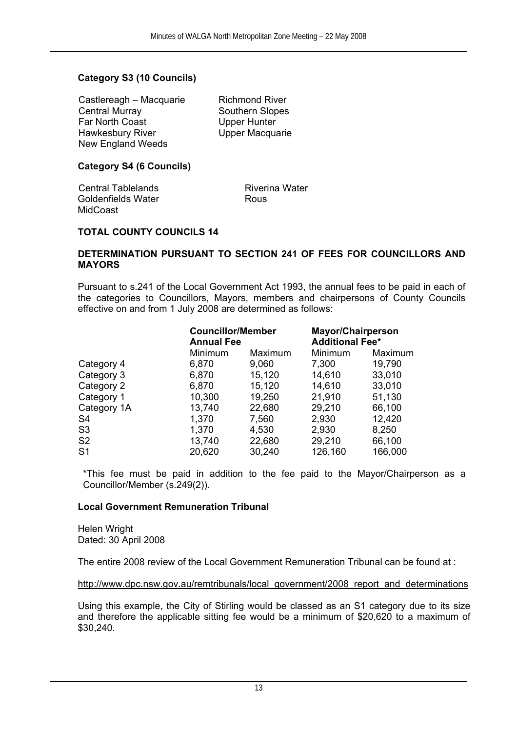**Category S3 (10 Councils)**

Castlereagh – Macquarie
Central Murray
Far North Coast
Hawkesbury River
New England Weeds
Richmond River
Southern Slopes
Upper Hunter
Upper Macquarie

**Category S4 (6 Councils)**

Central Tablelands
Goldenfields Water
MidCoast
Riverina Water
Rous

**TOTAL COUNTY COUNCILS 14**

**DETERMINATION PURSUANT TO SECTION 241 OF FEES FOR COUNCILLORS AND MAYORS**

Pursuant to s.241 of the Local Government Act 1993, the annual fees to be paid in each of the categories to Councillors, Mayors, members and chairpersons of County Councils effective on and from 1 July 2008 are determined as follows:

| | Councillor/Member Annual Fee | | Mayor/Chairperson Additional Fee* | |
|---|---|---|---|---|
| | Minimum | Maximum | Minimum | Maximum |
| Category 4 | 6,870 | 9,060 | 7,300 | 19,790 |
| Category 3 | 6,870 | 15,120 | 14,610 | 33,010 |
| Category 2 | 6,870 | 15,120 | 14,610 | 33,010 |
| Category 1 | 10,300 | 19,250 | 21,910 | 51,130 |
| Category 1A | 13,740 | 22,680 | 29,210 | 66,100 |
| S4 | 1,370 | 7,560 | 2,930 | 12,420 |
| S3 | 1,370 | 4,530 | 2,930 | 8,250 |
| S2 | 13,740 | 22,680 | 29,210 | 66,100 |
| S1 | 20,620 | 30,240 | 126,160 | 166,000 |

*This fee must be paid in addition to the fee paid to the Mayor/Chairperson as a Councillor/Member (s.249(2)).

**Local Government Remuneration Tribunal**

Helen Wright
Dated: 30 April 2008

The entire 2008 review of the Local Government Remuneration Tribunal can be found at :

http://www.dpc.nsw.gov.au/remtribunals/local_government/2008_report_and_determinations

Using this example, the City of Stirling would be classed as an S1 category due to its size and therefore the applicable sitting fee would be a minimum of $20,620 to a maximum of $30,240.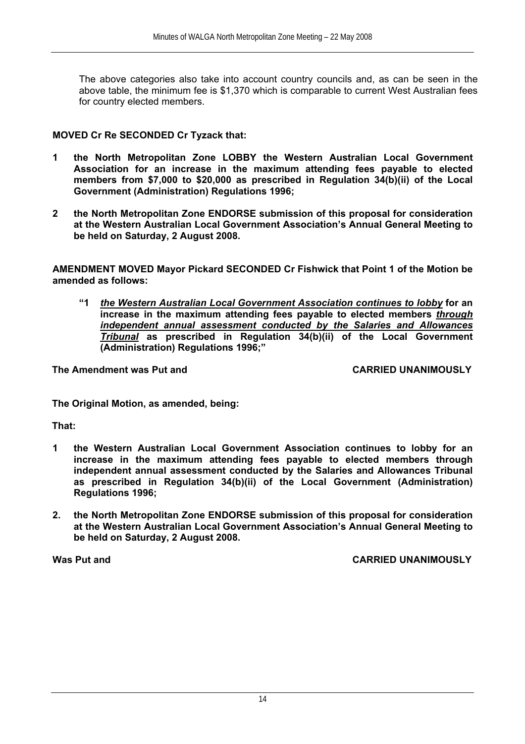The above categories also take into account country councils and, as can be seen in the above table, the minimum fee is $1,370 which is comparable to current West Australian fees for country elected members.

**MOVED Cr Re SECONDED Cr Tyzack that:**

**1 the North Metropolitan Zone LOBBY the Western Australian Local Government Association for an increase in the maximum attending fees payable to elected members from $7,000 to $20,000 as prescribed in Regulation 34(b)(ii) of the Local Government (Administration) Regulations 1996;**

**2 the North Metropolitan Zone ENDORSE submission of this proposal for consideration at the Western Australian Local Government Association's Annual General Meeting to be held on Saturday, 2 August 2008.**

**AMENDMENT MOVED Mayor Pickard SECONDED Cr Fishwick that Point 1 of the Motion be amended as follows:**

> **"1 *the Western Australian Local Government Association continues to lobby* for an increase in the maximum attending fees payable to elected members *through independent annual assessment conducted by the Salaries and Allowances Tribunal* as prescribed in Regulation 34(b)(ii) of the Local Government (Administration) Regulations 1996;"**

**The Amendment was Put and CARRIED UNANIMOUSLY**

**The Original Motion, as amended, being:**

**That:**

**1 the Western Australian Local Government Association continues to lobby for an increase in the maximum attending fees payable to elected members through independent annual assessment conducted by the Salaries and Allowances Tribunal as prescribed in Regulation 34(b)(ii) of the Local Government (Administration) Regulations 1996;**

**2. the North Metropolitan Zone ENDORSE submission of this proposal for consideration at the Western Australian Local Government Association's Annual General Meeting to be held on Saturday, 2 August 2008.**

**Was Put and CARRIED UNANIMOUSLY**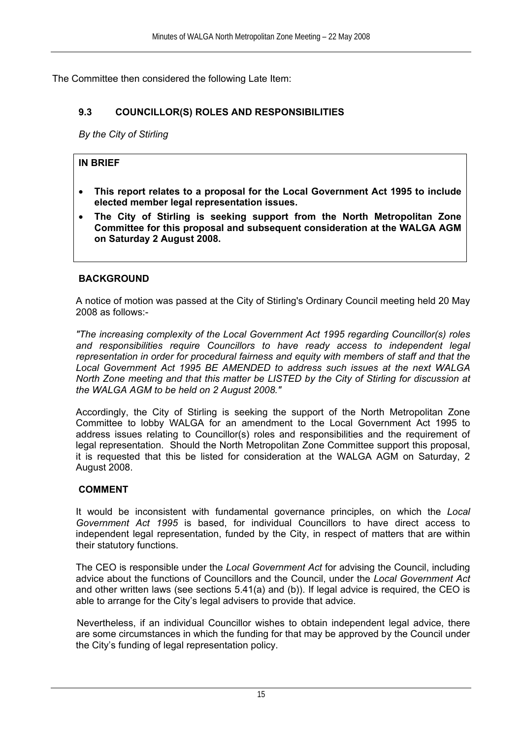The Committee then considered the following Late Item:

## 9.3 COUNCILLOR(S) ROLES AND RESPONSIBILITIES

*By the City of Stirling*

**IN BRIEF**

- **This report relates to a proposal for the Local Government Act 1995 to include elected member legal representation issues.**
- **The City of Stirling is seeking support from the North Metropolitan Zone Committee for this proposal and subsequent consideration at the WALGA AGM on Saturday 2 August 2008.**

### BACKGROUND

A notice of motion was passed at the City of Stirling's Ordinary Council meeting held 20 May 2008 as follows:-

*"The increasing complexity of the Local Government Act 1995 regarding Councillor(s) roles and responsibilities require Councillors to have ready access to independent legal representation in order for procedural fairness and equity with members of staff and that the Local Government Act 1995 BE AMENDED to address such issues at the next WALGA North Zone meeting and that this matter be LISTED by the City of Stirling for discussion at the WALGA AGM to be held on 2 August 2008."*

Accordingly, the City of Stirling is seeking the support of the North Metropolitan Zone Committee to lobby WALGA for an amendment to the Local Government Act 1995 to address issues relating to Councillor(s) roles and responsibilities and the requirement of legal representation. Should the North Metropolitan Zone Committee support this proposal, it is requested that this be listed for consideration at the WALGA AGM on Saturday, 2 August 2008.

### COMMENT

It would be inconsistent with fundamental governance principles, on which the *Local Government Act 1995* is based, for individual Councillors to have direct access to independent legal representation, funded by the City, in respect of matters that are within their statutory functions.

The CEO is responsible under the *Local Government Act* for advising the Council, including advice about the functions of Councillors and the Council, under the *Local Government Act* and other written laws (see sections 5.41(a) and (b)). If legal advice is required, the CEO is able to arrange for the City's legal advisers to provide that advice.

Nevertheless, if an individual Councillor wishes to obtain independent legal advice, there are some circumstances in which the funding for that may be approved by the Council under the City's funding of legal representation policy.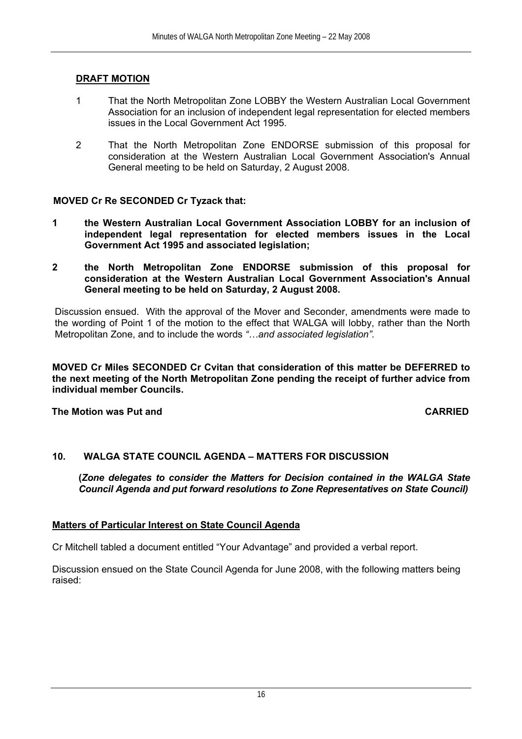**DRAFT MOTION**

1 That the North Metropolitan Zone LOBBY the Western Australian Local Government Association for an inclusion of independent legal representation for elected members issues in the Local Government Act 1995.

2 That the North Metropolitan Zone ENDORSE submission of this proposal for consideration at the Western Australian Local Government Association's Annual General meeting to be held on Saturday, 2 August 2008.

**MOVED Cr Re SECONDED Cr Tyzack that:**

**1 the Western Australian Local Government Association LOBBY for an inclusion of independent legal representation for elected members issues in the Local Government Act 1995 and associated legislation;**

**2 the North Metropolitan Zone ENDORSE submission of this proposal for consideration at the Western Australian Local Government Association's Annual General meeting to be held on Saturday, 2 August 2008.**

Discussion ensued. With the approval of the Mover and Seconder, amendments were made to the wording of Point 1 of the motion to the effect that WALGA will lobby, rather than the North Metropolitan Zone, and to include the words *"…and associated legislation"*.

**MOVED Cr Miles SECONDED Cr Cvitan that consideration of this matter be DEFERRED to the next meeting of the North Metropolitan Zone pending the receipt of further advice from individual member Councils.**

**The Motion was Put and CARRIED**

## 10. WALGA STATE COUNCIL AGENDA – MATTERS FOR DISCUSSION

***(Zone delegates to consider the Matters for Decision contained in the WALGA State Council Agenda and put forward resolutions to Zone Representatives on State Council)***

**Matters of Particular Interest on State Council Agenda**

Cr Mitchell tabled a document entitled "Your Advantage" and provided a verbal report.

Discussion ensued on the State Council Agenda for June 2008, with the following matters being raised: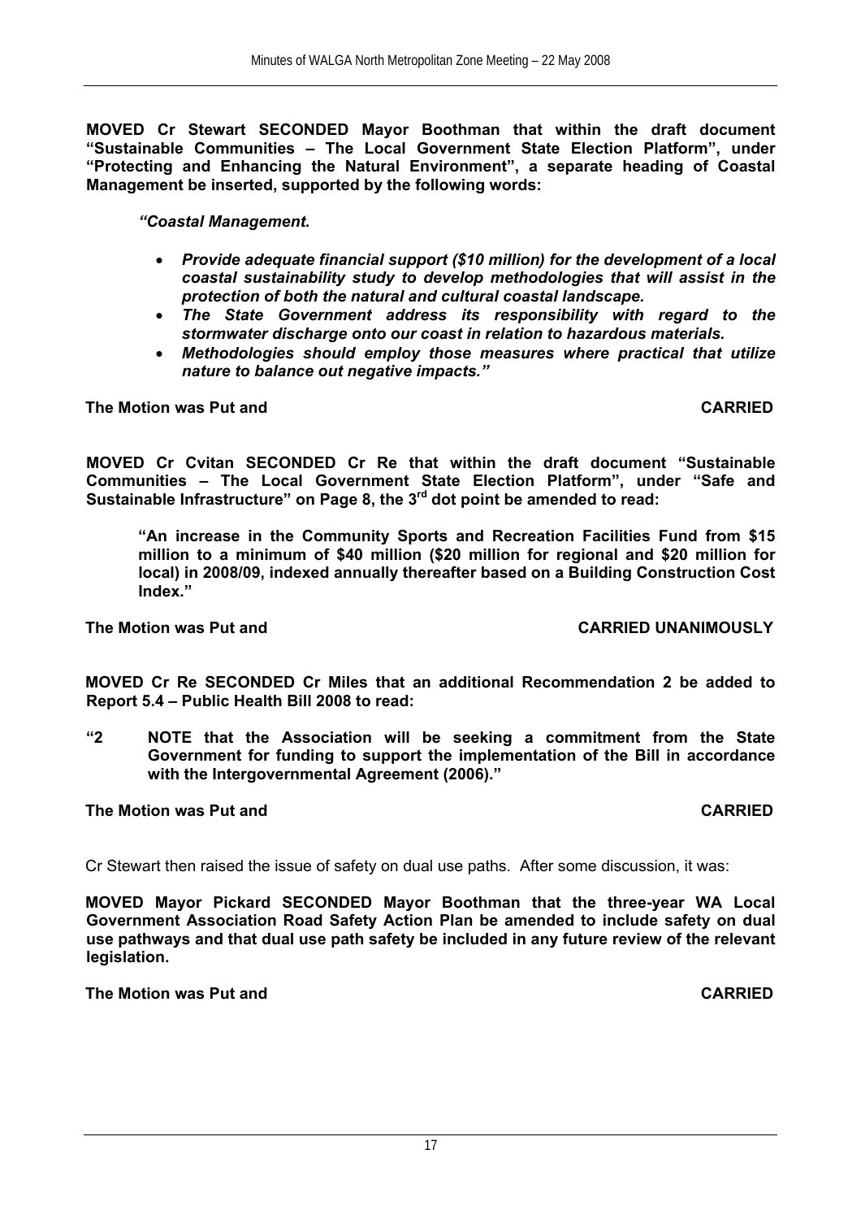**MOVED Cr Stewart SECONDED Mayor Boothman that within the draft document "Sustainable Communities – The Local Government State Election Platform", under "Protecting and Enhancing the Natural Environment", a separate heading of Coastal Management be inserted, supported by the following words:**

> ***"Coastal Management.***
>
> - ***Provide adequate financial support ($10 million) for the development of a local coastal sustainability study to develop methodologies that will assist in the protection of both the natural and cultural coastal landscape.***
> - ***The State Government address its responsibility with regard to the stormwater discharge onto our coast in relation to hazardous materials.***
> - ***Methodologies should employ those measures where practical that utilize nature to balance out negative impacts."***

**The Motion was Put and CARRIED**

**MOVED Cr Cvitan SECONDED Cr Re that within the draft document "Sustainable Communities – The Local Government State Election Platform", under "Safe and Sustainable Infrastructure" on Page 8, the 3rd dot point be amended to read:**

> **"An increase in the Community Sports and Recreation Facilities Fund from $15 million to a minimum of $40 million ($20 million for regional and $20 million for local) in 2008/09, indexed annually thereafter based on a Building Construction Cost Index."**

**The Motion was Put and CARRIED UNANIMOUSLY**

**MOVED Cr Re SECONDED Cr Miles that an additional Recommendation 2 be added to Report 5.4 – Public Health Bill 2008 to read:**

**"2 NOTE that the Association will be seeking a commitment from the State Government for funding to support the implementation of the Bill in accordance with the Intergovernmental Agreement (2006)."**

**The Motion was Put and CARRIED**

Cr Stewart then raised the issue of safety on dual use paths. After some discussion, it was:

**MOVED Mayor Pickard SECONDED Mayor Boothman that the three-year WA Local Government Association Road Safety Action Plan be amended to include safety on dual use pathways and that dual use path safety be included in any future review of the relevant legislation.**

**The Motion was Put and CARRIED**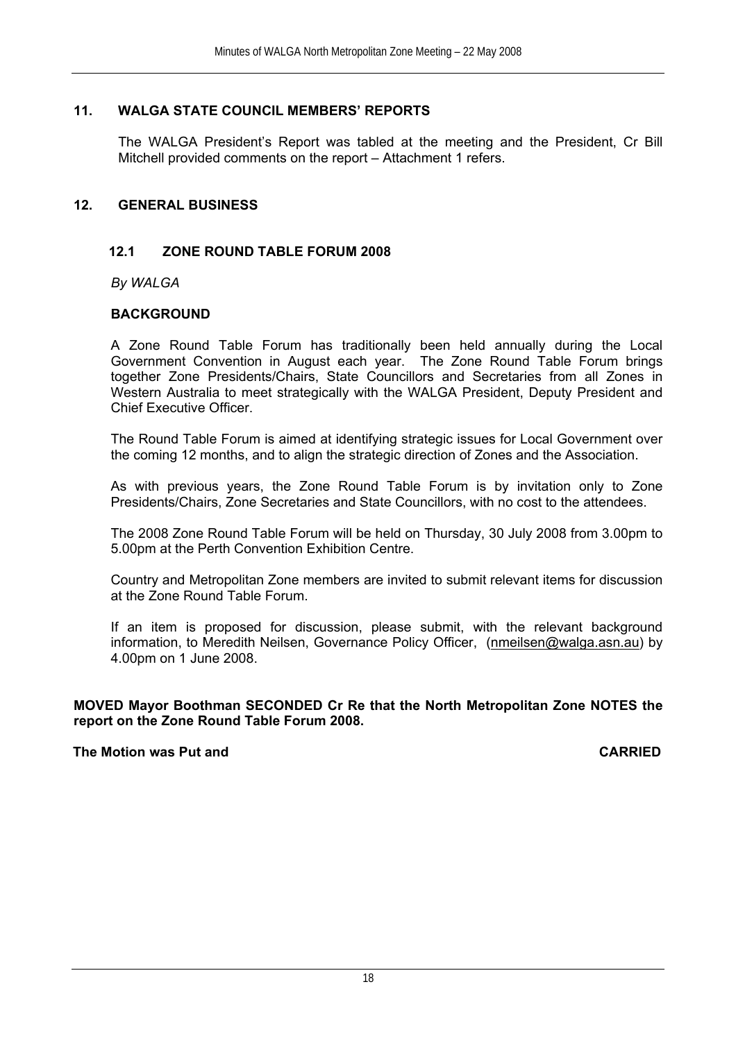## 11. WALGA STATE COUNCIL MEMBERS' REPORTS

The WALGA President's Report was tabled at the meeting and the President, Cr Bill Mitchell provided comments on the report – Attachment 1 refers.

## 12. GENERAL BUSINESS

### 12.1 ZONE ROUND TABLE FORUM 2008

*By WALGA*

**BACKGROUND**

A Zone Round Table Forum has traditionally been held annually during the Local Government Convention in August each year. The Zone Round Table Forum brings together Zone Presidents/Chairs, State Councillors and Secretaries from all Zones in Western Australia to meet strategically with the WALGA President, Deputy President and Chief Executive Officer.

The Round Table Forum is aimed at identifying strategic issues for Local Government over the coming 12 months, and to align the strategic direction of Zones and the Association.

As with previous years, the Zone Round Table Forum is by invitation only to Zone Presidents/Chairs, Zone Secretaries and State Councillors, with no cost to the attendees.

The 2008 Zone Round Table Forum will be held on Thursday, 30 July 2008 from 3.00pm to 5.00pm at the Perth Convention Exhibition Centre.

Country and Metropolitan Zone members are invited to submit relevant items for discussion at the Zone Round Table Forum.

If an item is proposed for discussion, please submit, with the relevant background information, to Meredith Neilsen, Governance Policy Officer, (nmeilsen@walga.asn.au) by 4.00pm on 1 June 2008.

**MOVED Mayor Boothman SECONDED Cr Re that the North Metropolitan Zone NOTES the report on the Zone Round Table Forum 2008.**

**The Motion was Put and CARRIED**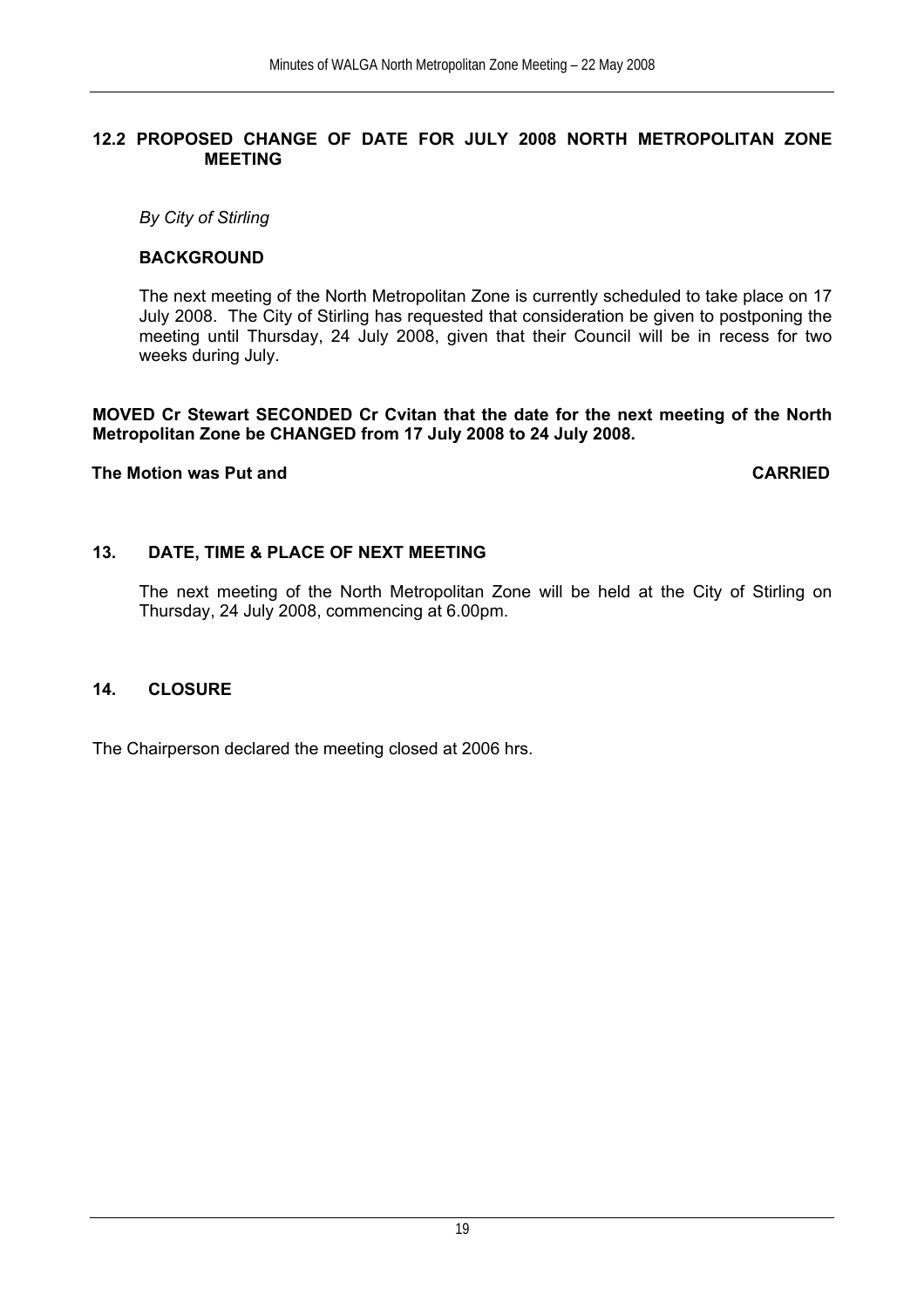## 12.2 PROPOSED CHANGE OF DATE FOR JULY 2008 NORTH METROPOLITAN ZONE MEETING

*By City of Stirling*

**BACKGROUND**

The next meeting of the North Metropolitan Zone is currently scheduled to take place on 17 July 2008. The City of Stirling has requested that consideration be given to postponing the meeting until Thursday, 24 July 2008, given that their Council will be in recess for two weeks during July.

**MOVED Cr Stewart SECONDED Cr Cvitan that the date for the next meeting of the North Metropolitan Zone be CHANGED from 17 July 2008 to 24 July 2008.**

**The Motion was Put and CARRIED**

## 13. DATE, TIME & PLACE OF NEXT MEETING

The next meeting of the North Metropolitan Zone will be held at the City of Stirling on Thursday, 24 July 2008, commencing at 6.00pm.

## 14. CLOSURE

The Chairperson declared the meeting closed at 2006 hrs.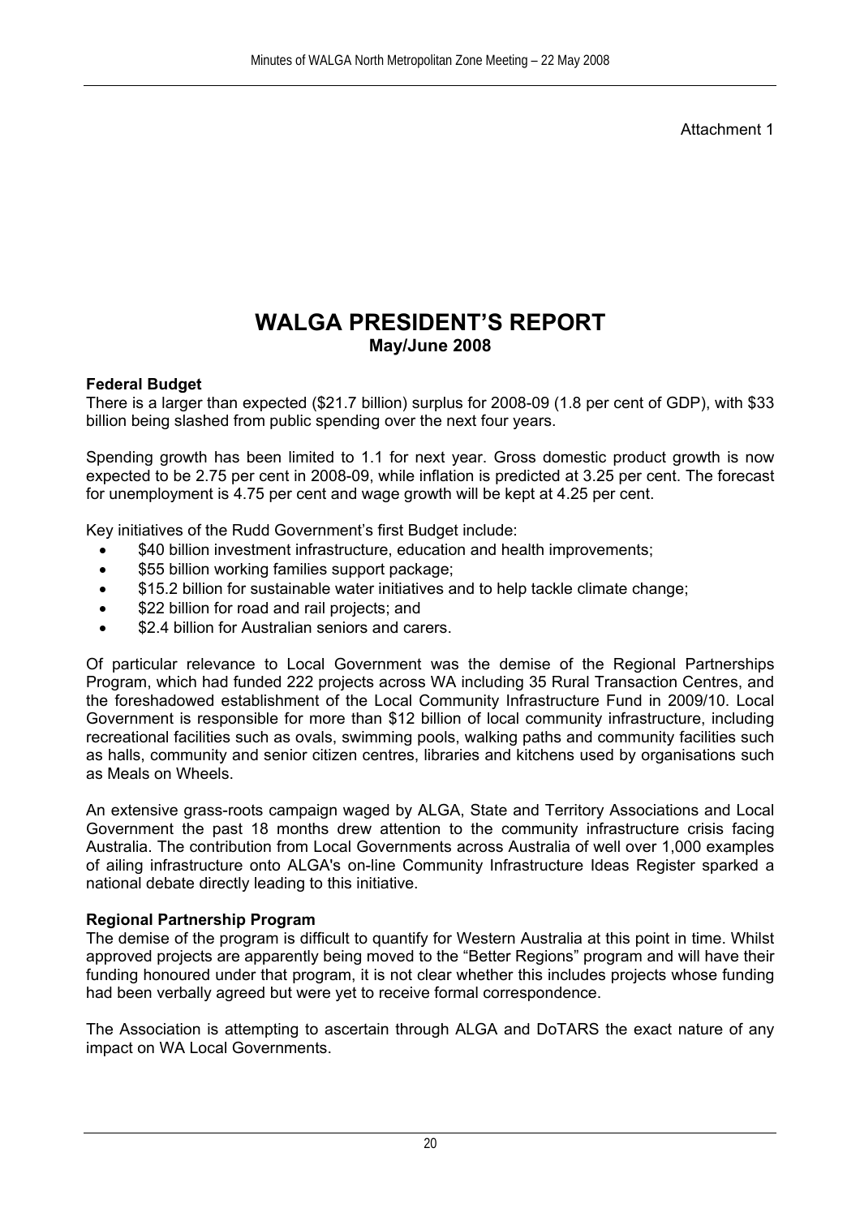Attachment 1

# WALGA PRESIDENT'S REPORT

## May/June 2008

**Federal Budget**

There is a larger than expected ($21.7 billion) surplus for 2008-09 (1.8 per cent of GDP), with $33 billion being slashed from public spending over the next four years.

Spending growth has been limited to 1.1 for next year. Gross domestic product growth is now expected to be 2.75 per cent in 2008-09, while inflation is predicted at 3.25 per cent. The forecast for unemployment is 4.75 per cent and wage growth will be kept at 4.25 per cent.

Key initiatives of the Rudd Government's first Budget include:

- $40 billion investment infrastructure, education and health improvements;
- $55 billion working families support package;
- $15.2 billion for sustainable water initiatives and to help tackle climate change;
- $22 billion for road and rail projects; and
- $2.4 billion for Australian seniors and carers.

Of particular relevance to Local Government was the demise of the Regional Partnerships Program, which had funded 222 projects across WA including 35 Rural Transaction Centres, and the foreshadowed establishment of the Local Community Infrastructure Fund in 2009/10. Local Government is responsible for more than $12 billion of local community infrastructure, including recreational facilities such as ovals, swimming pools, walking paths and community facilities such as halls, community and senior citizen centres, libraries and kitchens used by organisations such as Meals on Wheels.

An extensive grass-roots campaign waged by ALGA, State and Territory Associations and Local Government the past 18 months drew attention to the community infrastructure crisis facing Australia. The contribution from Local Governments across Australia of well over 1,000 examples of ailing infrastructure onto ALGA's on-line Community Infrastructure Ideas Register sparked a national debate directly leading to this initiative.

**Regional Partnership Program**

The demise of the program is difficult to quantify for Western Australia at this point in time. Whilst approved projects are apparently being moved to the "Better Regions" program and will have their funding honoured under that program, it is not clear whether this includes projects whose funding had been verbally agreed but were yet to receive formal correspondence.

The Association is attempting to ascertain through ALGA and DoTARS the exact nature of any impact on WA Local Governments.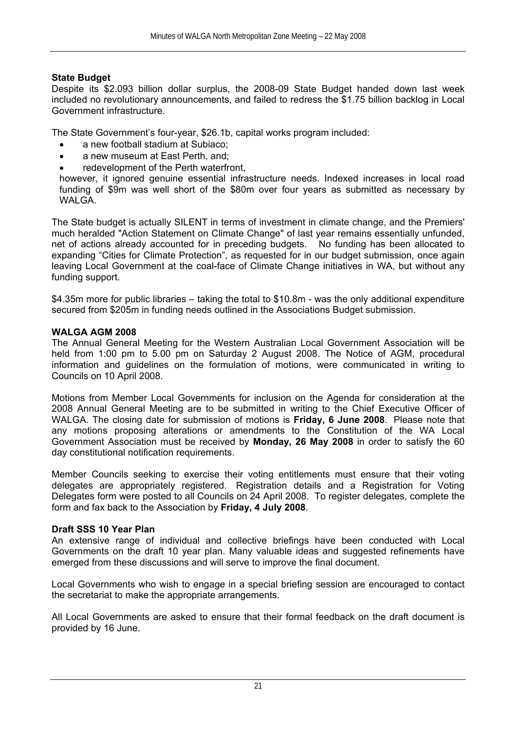**State Budget**

Despite its $2.093 billion dollar surplus, the 2008-09 State Budget handed down last week included no revolutionary announcements, and failed to redress the $1.75 billion backlog in Local Government infrastructure.

The State Government's four-year, $26.1b, capital works program included:

- a new football stadium at Subiaco;
- a new museum at East Perth, and;
- redevelopment of the Perth waterfront,

however, it ignored genuine essential infrastructure needs. Indexed increases in local road funding of $9m was well short of the $80m over four years as submitted as necessary by WALGA.

The State budget is actually SILENT in terms of investment in climate change, and the Premiers' much heralded "Action Statement on Climate Change" of last year remains essentially unfunded, net of actions already accounted for in preceding budgets. No funding has been allocated to expanding "Cities for Climate Protection", as requested for in our budget submission, once again leaving Local Government at the coal-face of Climate Change initiatives in WA, but without any funding support.

$4.35m more for public libraries – taking the total to $10.8m - was the only additional expenditure secured from $205m in funding needs outlined in the Associations Budget submission.

**WALGA AGM 2008**

The Annual General Meeting for the Western Australian Local Government Association will be held from 1:00 pm to 5.00 pm on Saturday 2 August 2008. The Notice of AGM, procedural information and guidelines on the formulation of motions, were communicated in writing to Councils on 10 April 2008.

Motions from Member Local Governments for inclusion on the Agenda for consideration at the 2008 Annual General Meeting are to be submitted in writing to the Chief Executive Officer of WALGA. The closing date for submission of motions is **Friday, 6 June 2008**. Please note that any motions proposing alterations or amendments to the Constitution of the WA Local Government Association must be received by **Monday, 26 May 2008** in order to satisfy the 60 day constitutional notification requirements.

Member Councils seeking to exercise their voting entitlements must ensure that their voting delegates are appropriately registered. Registration details and a Registration for Voting Delegates form were posted to all Councils on 24 April 2008. To register delegates, complete the form and fax back to the Association by **Friday, 4 July 2008**.

**Draft SSS 10 Year Plan**

An extensive range of individual and collective briefings have been conducted with Local Governments on the draft 10 year plan. Many valuable ideas and suggested refinements have emerged from these discussions and will serve to improve the final document.

Local Governments who wish to engage in a special briefing session are encouraged to contact the secretariat to make the appropriate arrangements.

All Local Governments are asked to ensure that their formal feedback on the draft document is provided by 16 June.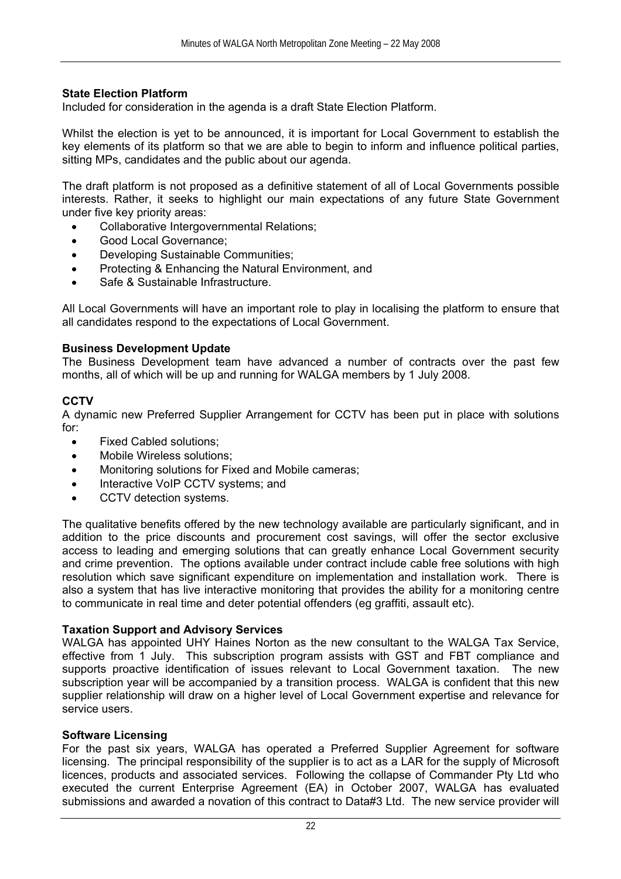**State Election Platform**
Included for consideration in the agenda is a draft State Election Platform.

Whilst the election is yet to be announced, it is important for Local Government to establish the key elements of its platform so that we are able to begin to inform and influence political parties, sitting MPs, candidates and the public about our agenda.

The draft platform is not proposed as a definitive statement of all of Local Governments possible interests. Rather, it seeks to highlight our main expectations of any future State Government under five key priority areas:

- Collaborative Intergovernmental Relations;
- Good Local Governance;
- Developing Sustainable Communities;
- Protecting & Enhancing the Natural Environment, and
- Safe & Sustainable Infrastructure.

All Local Governments will have an important role to play in localising the platform to ensure that all candidates respond to the expectations of Local Government.

**Business Development Update**
The Business Development team have advanced a number of contracts over the past few months, all of which will be up and running for WALGA members by 1 July 2008.

**CCTV**
A dynamic new Preferred Supplier Arrangement for CCTV has been put in place with solutions for:

- Fixed Cabled solutions;
- Mobile Wireless solutions;
- Monitoring solutions for Fixed and Mobile cameras;
- Interactive VoIP CCTV systems; and
- CCTV detection systems.

The qualitative benefits offered by the new technology available are particularly significant, and in addition to the price discounts and procurement cost savings, will offer the sector exclusive access to leading and emerging solutions that can greatly enhance Local Government security and crime prevention. The options available under contract include cable free solutions with high resolution which save significant expenditure on implementation and installation work. There is also a system that has live interactive monitoring that provides the ability for a monitoring centre to communicate in real time and deter potential offenders (eg graffiti, assault etc).

**Taxation Support and Advisory Services**
WALGA has appointed UHY Haines Norton as the new consultant to the WALGA Tax Service, effective from 1 July. This subscription program assists with GST and FBT compliance and supports proactive identification of issues relevant to Local Government taxation. The new subscription year will be accompanied by a transition process. WALGA is confident that this new supplier relationship will draw on a higher level of Local Government expertise and relevance for service users.

**Software Licensing**
For the past six years, WALGA has operated a Preferred Supplier Agreement for software licensing. The principal responsibility of the supplier is to act as a LAR for the supply of Microsoft licences, products and associated services. Following the collapse of Commander Pty Ltd who executed the current Enterprise Agreement (EA) in October 2007, WALGA has evaluated submissions and awarded a novation of this contract to Data#3 Ltd. The new service provider will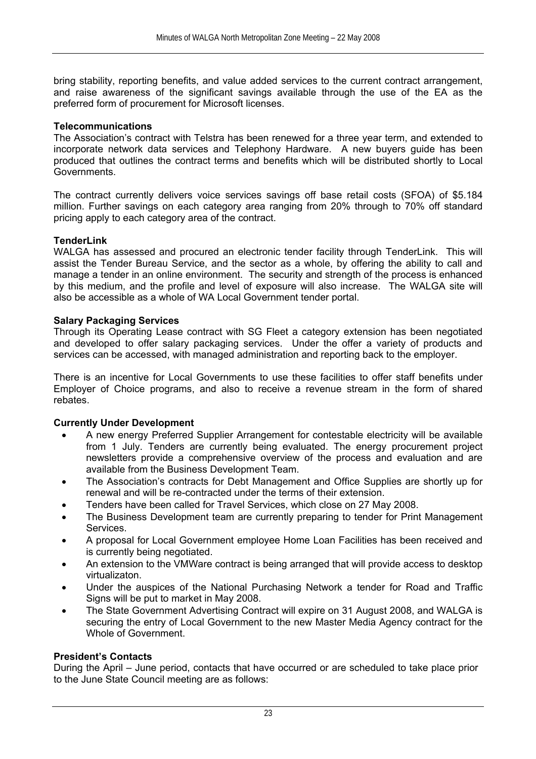bring stability, reporting benefits, and value added services to the current contract arrangement, and raise awareness of the significant savings available through the use of the EA as the preferred form of procurement for Microsoft licenses.

**Telecommunications**

The Association's contract with Telstra has been renewed for a three year term, and extended to incorporate network data services and Telephony Hardware. A new buyers guide has been produced that outlines the contract terms and benefits which will be distributed shortly to Local Governments.

The contract currently delivers voice services savings off base retail costs (SFOA) of $5.184 million. Further savings on each category area ranging from 20% through to 70% off standard pricing apply to each category area of the contract.

**TenderLink**

WALGA has assessed and procured an electronic tender facility through TenderLink. This will assist the Tender Bureau Service, and the sector as a whole, by offering the ability to call and manage a tender in an online environment. The security and strength of the process is enhanced by this medium, and the profile and level of exposure will also increase. The WALGA site will also be accessible as a whole of WA Local Government tender portal.

**Salary Packaging Services**

Through its Operating Lease contract with SG Fleet a category extension has been negotiated and developed to offer salary packaging services. Under the offer a variety of products and services can be accessed, with managed administration and reporting back to the employer.

There is an incentive for Local Governments to use these facilities to offer staff benefits under Employer of Choice programs, and also to receive a revenue stream in the form of shared rebates.

**Currently Under Development**

- A new energy Preferred Supplier Arrangement for contestable electricity will be available from 1 July. Tenders are currently being evaluated. The energy procurement project newsletters provide a comprehensive overview of the process and evaluation and are available from the Business Development Team.
- The Association's contracts for Debt Management and Office Supplies are shortly up for renewal and will be re-contracted under the terms of their extension.
- Tenders have been called for Travel Services, which close on 27 May 2008.
- The Business Development team are currently preparing to tender for Print Management Services.
- A proposal for Local Government employee Home Loan Facilities has been received and is currently being negotiated.
- An extension to the VMWare contract is being arranged that will provide access to desktop virtualizaton.
- Under the auspices of the National Purchasing Network a tender for Road and Traffic Signs will be put to market in May 2008.
- The State Government Advertising Contract will expire on 31 August 2008, and WALGA is securing the entry of Local Government to the new Master Media Agency contract for the Whole of Government.

**President's Contacts**

During the April – June period, contacts that have occurred or are scheduled to take place prior to the June State Council meeting are as follows: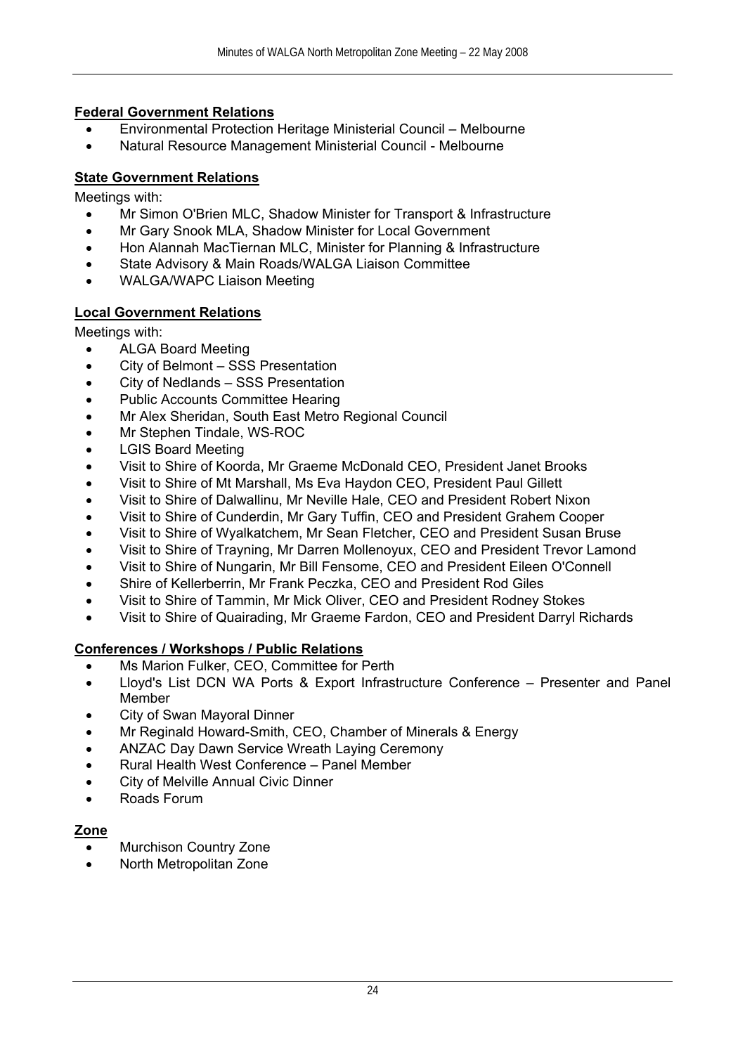**Federal Government Relations**

- Environmental Protection Heritage Ministerial Council – Melbourne
- Natural Resource Management Ministerial Council - Melbourne

**State Government Relations**

Meetings with:

- Mr Simon O'Brien MLC, Shadow Minister for Transport & Infrastructure
- Mr Gary Snook MLA, Shadow Minister for Local Government
- Hon Alannah MacTiernan MLC, Minister for Planning & Infrastructure
- State Advisory & Main Roads/WALGA Liaison Committee
- WALGA/WAPC Liaison Meeting

**Local Government Relations**

Meetings with:

- ALGA Board Meeting
- City of Belmont – SSS Presentation
- City of Nedlands – SSS Presentation
- Public Accounts Committee Hearing
- Mr Alex Sheridan, South East Metro Regional Council
- Mr Stephen Tindale, WS-ROC
- LGIS Board Meeting
- Visit to Shire of Koorda, Mr Graeme McDonald CEO, President Janet Brooks
- Visit to Shire of Mt Marshall, Ms Eva Haydon CEO, President Paul Gillett
- Visit to Shire of Dalwallinu, Mr Neville Hale, CEO and President Robert Nixon
- Visit to Shire of Cunderdin, Mr Gary Tuffin, CEO and President Grahem Cooper
- Visit to Shire of Wyalkatchem, Mr Sean Fletcher, CEO and President Susan Bruse
- Visit to Shire of Trayning, Mr Darren Mollenoyux, CEO and President Trevor Lamond
- Visit to Shire of Nungarin, Mr Bill Fensome, CEO and President Eileen O'Connell
- Shire of Kellerberrin, Mr Frank Peczka, CEO and President Rod Giles
- Visit to Shire of Tammin, Mr Mick Oliver, CEO and President Rodney Stokes
- Visit to Shire of Quairading, Mr Graeme Fardon, CEO and President Darryl Richards

**Conferences / Workshops / Public Relations**

- Ms Marion Fulker, CEO, Committee for Perth
- Lloyd's List DCN WA Ports & Export Infrastructure Conference – Presenter and Panel Member
- City of Swan Mayoral Dinner
- Mr Reginald Howard-Smith, CEO, Chamber of Minerals & Energy
- ANZAC Day Dawn Service Wreath Laying Ceremony
- Rural Health West Conference – Panel Member
- City of Melville Annual Civic Dinner
- Roads Forum

**Zone**

- Murchison Country Zone
- North Metropolitan Zone